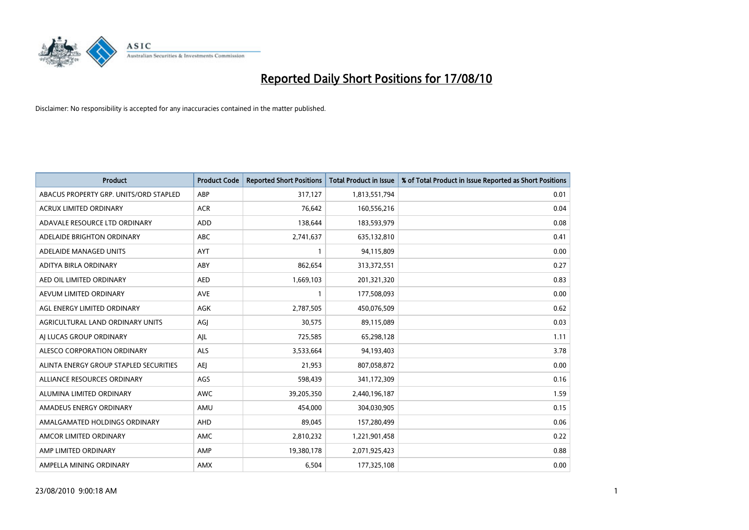# Reported Daily Short Positions for 17/08/10

Disclaimer: No responsibility is accepted for any inaccuracies contained in the matter published.

| Product | Product Code | Reported Short Positions | Total Product in Issue | % of Total Product in Issue Reported as Short Positions |
|---|---|---|---|---|
| ABACUS PROPERTY GRP. UNITS/ORD STAPLED | ABP | 317,127 | 1,813,551,794 | 0.01 |
| ACRUX LIMITED ORDINARY | ACR | 76,642 | 160,556,216 | 0.04 |
| ADAVALE RESOURCE LTD ORDINARY | ADD | 138,644 | 183,593,979 | 0.08 |
| ADELAIDE BRIGHTON ORDINARY | ABC | 2,741,637 | 635,132,810 | 0.41 |
| ADELAIDE MANAGED UNITS | AYT | 1 | 94,115,809 | 0.00 |
| ADITYA BIRLA ORDINARY | ABY | 862,654 | 313,372,551 | 0.27 |
| AED OIL LIMITED ORDINARY | AED | 1,669,103 | 201,321,320 | 0.83 |
| AEVUM LIMITED ORDINARY | AVE | 1 | 177,508,093 | 0.00 |
| AGL ENERGY LIMITED ORDINARY | AGK | 2,787,505 | 450,076,509 | 0.62 |
| AGRICULTURAL LAND ORDINARY UNITS | AGJ | 30,575 | 89,115,089 | 0.03 |
| AJ LUCAS GROUP ORDINARY | AJL | 725,585 | 65,298,128 | 1.11 |
| ALESCO CORPORATION ORDINARY | ALS | 3,533,664 | 94,193,403 | 3.78 |
| ALINTA ENERGY GROUP STAPLED SECURITIES | AEJ | 21,953 | 807,058,872 | 0.00 |
| ALLIANCE RESOURCES ORDINARY | AGS | 598,439 | 341,172,309 | 0.16 |
| ALUMINA LIMITED ORDINARY | AWC | 39,205,350 | 2,440,196,187 | 1.59 |
| AMADEUS ENERGY ORDINARY | AMU | 454,000 | 304,030,905 | 0.15 |
| AMALGAMATED HOLDINGS ORDINARY | AHD | 89,045 | 157,280,499 | 0.06 |
| AMCOR LIMITED ORDINARY | AMC | 2,810,232 | 1,221,901,458 | 0.22 |
| AMP LIMITED ORDINARY | AMP | 19,380,178 | 2,071,925,423 | 0.88 |
| AMPELLA MINING ORDINARY | AMX | 6,504 | 177,325,108 | 0.00 |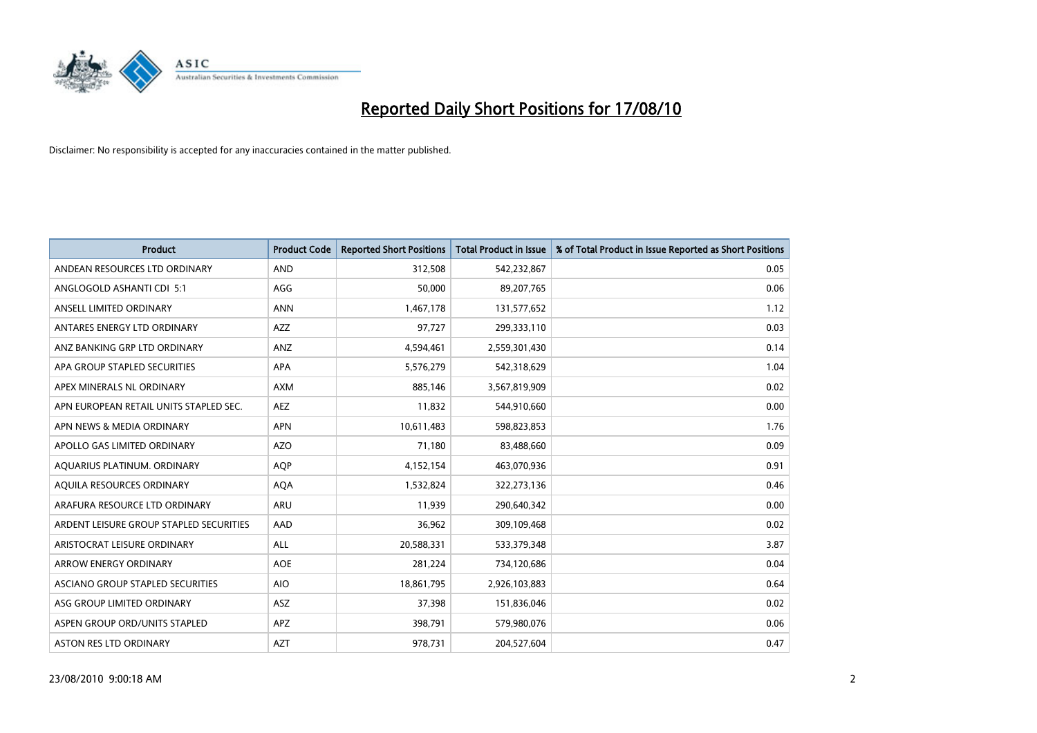# Reported Daily Short Positions for 17/08/10

Disclaimer: No responsibility is accepted for any inaccuracies contained in the matter published.

| Product | Product Code | Reported Short Positions | Total Product in Issue | % of Total Product in Issue Reported as Short Positions |
|---|---|---|---|---|
| ANDEAN RESOURCES LTD ORDINARY | AND | 312,508 | 542,232,867 | 0.05 |
| ANGLOGOLD ASHANTI CDI 5:1 | AGG | 50,000 | 89,207,765 | 0.06 |
| ANSELL LIMITED ORDINARY | ANN | 1,467,178 | 131,577,652 | 1.12 |
| ANTARES ENERGY LTD ORDINARY | AZZ | 97,727 | 299,333,110 | 0.03 |
| ANZ BANKING GRP LTD ORDINARY | ANZ | 4,594,461 | 2,559,301,430 | 0.14 |
| APA GROUP STAPLED SECURITIES | APA | 5,576,279 | 542,318,629 | 1.04 |
| APEX MINERALS NL ORDINARY | AXM | 885,146 | 3,567,819,909 | 0.02 |
| APN EUROPEAN RETAIL UNITS STAPLED SEC. | AEZ | 11,832 | 544,910,660 | 0.00 |
| APN NEWS & MEDIA ORDINARY | APN | 10,611,483 | 598,823,853 | 1.76 |
| APOLLO GAS LIMITED ORDINARY | AZO | 71,180 | 83,488,660 | 0.09 |
| AQUARIUS PLATINUM. ORDINARY | AQP | 4,152,154 | 463,070,936 | 0.91 |
| AQUILA RESOURCES ORDINARY | AQA | 1,532,824 | 322,273,136 | 0.46 |
| ARAFURA RESOURCE LTD ORDINARY | ARU | 11,939 | 290,640,342 | 0.00 |
| ARDENT LEISURE GROUP STAPLED SECURITIES | AAD | 36,962 | 309,109,468 | 0.02 |
| ARISTOCRAT LEISURE ORDINARY | ALL | 20,588,331 | 533,379,348 | 3.87 |
| ARROW ENERGY ORDINARY | AOE | 281,224 | 734,120,686 | 0.04 |
| ASCIANO GROUP STAPLED SECURITIES | AIO | 18,861,795 | 2,926,103,883 | 0.64 |
| ASG GROUP LIMITED ORDINARY | ASZ | 37,398 | 151,836,046 | 0.02 |
| ASPEN GROUP ORD/UNITS STAPLED | APZ | 398,791 | 579,980,076 | 0.06 |
| ASTON RES LTD ORDINARY | AZT | 978,731 | 204,527,604 | 0.47 |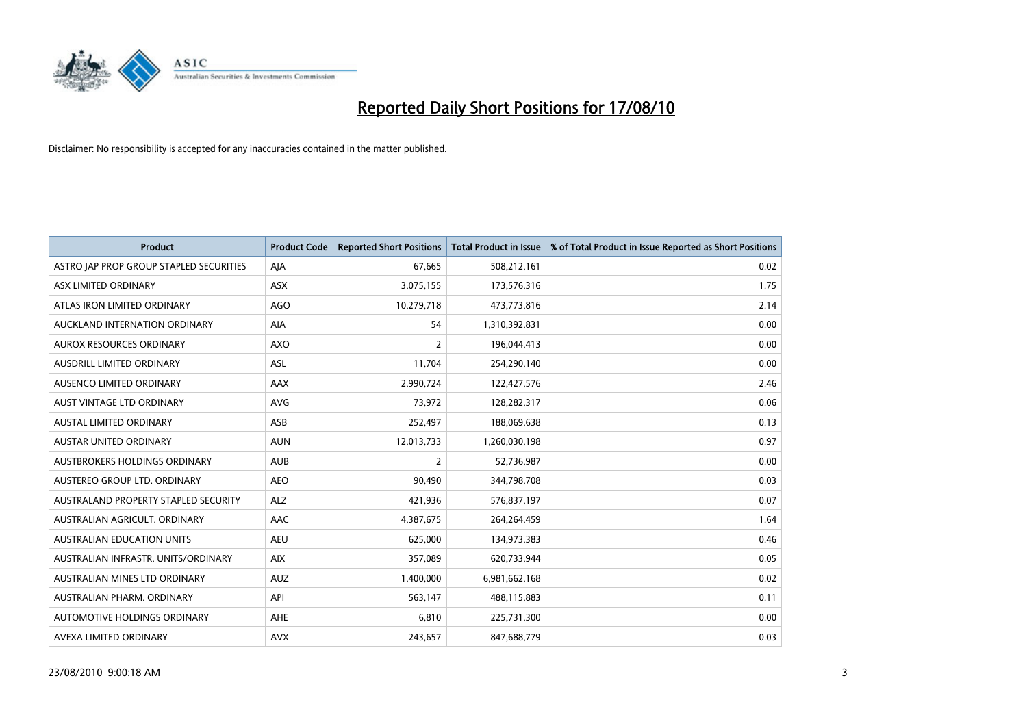# Reported Daily Short Positions for 17/08/10

Disclaimer: No responsibility is accepted for any inaccuracies contained in the matter published.

| Product | Product Code | Reported Short Positions | Total Product in Issue | % of Total Product in Issue Reported as Short Positions |
|---|---|---|---|---|
| ASTRO JAP PROP GROUP STAPLED SECURITIES | AJA | 67,665 | 508,212,161 | 0.02 |
| ASX LIMITED ORDINARY | ASX | 3,075,155 | 173,576,316 | 1.75 |
| ATLAS IRON LIMITED ORDINARY | AGO | 10,279,718 | 473,773,816 | 2.14 |
| AUCKLAND INTERNATION ORDINARY | AIA | 54 | 1,310,392,831 | 0.00 |
| AUROX RESOURCES ORDINARY | AXO | 2 | 196,044,413 | 0.00 |
| AUSDRILL LIMITED ORDINARY | ASL | 11,704 | 254,290,140 | 0.00 |
| AUSENCO LIMITED ORDINARY | AAX | 2,990,724 | 122,427,576 | 2.46 |
| AUST VINTAGE LTD ORDINARY | AVG | 73,972 | 128,282,317 | 0.06 |
| AUSTAL LIMITED ORDINARY | ASB | 252,497 | 188,069,638 | 0.13 |
| AUSTAR UNITED ORDINARY | AUN | 12,013,733 | 1,260,030,198 | 0.97 |
| AUSTBROKERS HOLDINGS ORDINARY | AUB | 2 | 52,736,987 | 0.00 |
| AUSTEREO GROUP LTD. ORDINARY | AEO | 90,490 | 344,798,708 | 0.03 |
| AUSTRALAND PROPERTY STAPLED SECURITY | ALZ | 421,936 | 576,837,197 | 0.07 |
| AUSTRALIAN AGRICULT. ORDINARY | AAC | 4,387,675 | 264,264,459 | 1.64 |
| AUSTRALIAN EDUCATION UNITS | AEU | 625,000 | 134,973,383 | 0.46 |
| AUSTRALIAN INFRASTR. UNITS/ORDINARY | AIX | 357,089 | 620,733,944 | 0.05 |
| AUSTRALIAN MINES LTD ORDINARY | AUZ | 1,400,000 | 6,981,662,168 | 0.02 |
| AUSTRALIAN PHARM. ORDINARY | API | 563,147 | 488,115,883 | 0.11 |
| AUTOMOTIVE HOLDINGS ORDINARY | AHE | 6,810 | 225,731,300 | 0.00 |
| AVEXA LIMITED ORDINARY | AVX | 243,657 | 847,688,779 | 0.03 |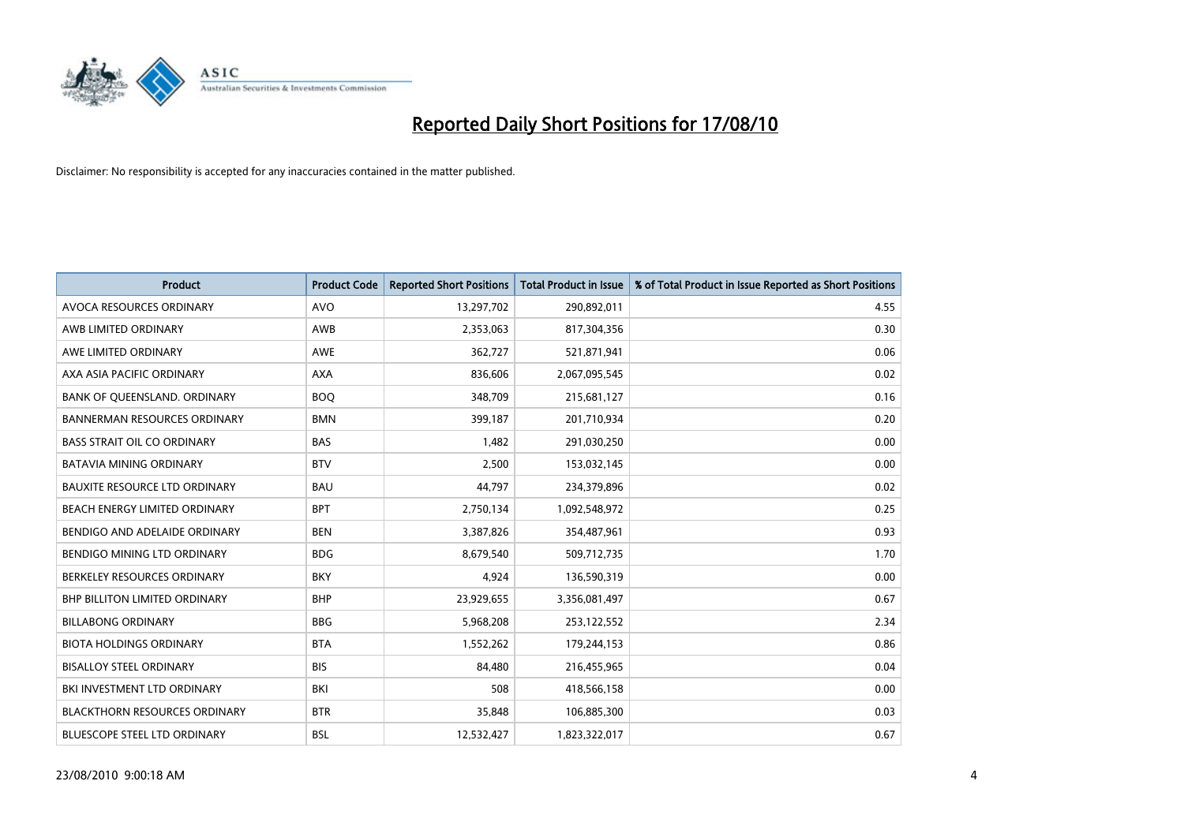# Reported Daily Short Positions for 17/08/10

Disclaimer: No responsibility is accepted for any inaccuracies contained in the matter published.

| Product | Product Code | Reported Short Positions | Total Product in Issue | % of Total Product in Issue Reported as Short Positions |
|---|---|---|---|---|
| AVOCA RESOURCES ORDINARY | AVO | 13,297,702 | 290,892,011 | 4.55 |
| AWB LIMITED ORDINARY | AWB | 2,353,063 | 817,304,356 | 0.30 |
| AWE LIMITED ORDINARY | AWE | 362,727 | 521,871,941 | 0.06 |
| AXA ASIA PACIFIC ORDINARY | AXA | 836,606 | 2,067,095,545 | 0.02 |
| BANK OF QUEENSLAND. ORDINARY | BOQ | 348,709 | 215,681,127 | 0.16 |
| BANNERMAN RESOURCES ORDINARY | BMN | 399,187 | 201,710,934 | 0.20 |
| BASS STRAIT OIL CO ORDINARY | BAS | 1,482 | 291,030,250 | 0.00 |
| BATAVIA MINING ORDINARY | BTV | 2,500 | 153,032,145 | 0.00 |
| BAUXITE RESOURCE LTD ORDINARY | BAU | 44,797 | 234,379,896 | 0.02 |
| BEACH ENERGY LIMITED ORDINARY | BPT | 2,750,134 | 1,092,548,972 | 0.25 |
| BENDIGO AND ADELAIDE ORDINARY | BEN | 3,387,826 | 354,487,961 | 0.93 |
| BENDIGO MINING LTD ORDINARY | BDG | 8,679,540 | 509,712,735 | 1.70 |
| BERKELEY RESOURCES ORDINARY | BKY | 4,924 | 136,590,319 | 0.00 |
| BHP BILLITON LIMITED ORDINARY | BHP | 23,929,655 | 3,356,081,497 | 0.67 |
| BILLABONG ORDINARY | BBG | 5,968,208 | 253,122,552 | 2.34 |
| BIOTA HOLDINGS ORDINARY | BTA | 1,552,262 | 179,244,153 | 0.86 |
| BISALLOY STEEL ORDINARY | BIS | 84,480 | 216,455,965 | 0.04 |
| BKI INVESTMENT LTD ORDINARY | BKI | 508 | 418,566,158 | 0.00 |
| BLACKTHORN RESOURCES ORDINARY | BTR | 35,848 | 106,885,300 | 0.03 |
| BLUESCOPE STEEL LTD ORDINARY | BSL | 12,532,427 | 1,823,322,017 | 0.67 |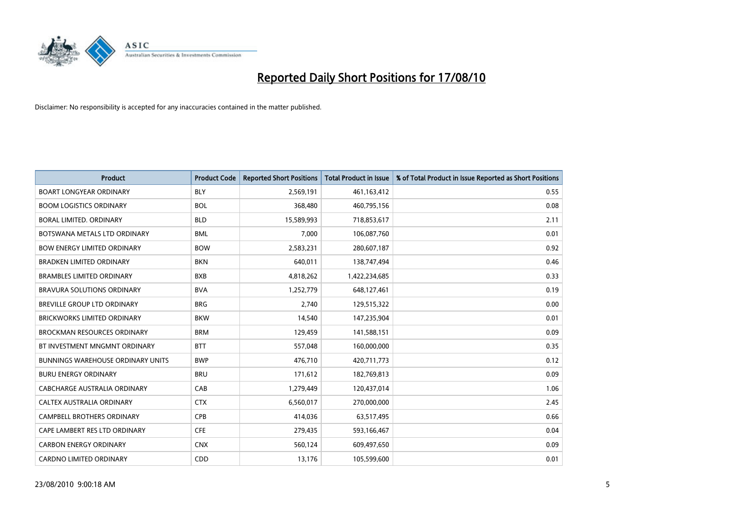# Reported Daily Short Positions for 17/08/10

Disclaimer: No responsibility is accepted for any inaccuracies contained in the matter published.

| Product | Product Code | Reported Short Positions | Total Product in Issue | % of Total Product in Issue Reported as Short Positions |
|---|---|---|---|---|
| BOART LONGYEAR ORDINARY | BLY | 2,569,191 | 461,163,412 | 0.55 |
| BOOM LOGISTICS ORDINARY | BOL | 368,480 | 460,795,156 | 0.08 |
| BORAL LIMITED. ORDINARY | BLD | 15,589,993 | 718,853,617 | 2.11 |
| BOTSWANA METALS LTD ORDINARY | BML | 7,000 | 106,087,760 | 0.01 |
| BOW ENERGY LIMITED ORDINARY | BOW | 2,583,231 | 280,607,187 | 0.92 |
| BRADKEN LIMITED ORDINARY | BKN | 640,011 | 138,747,494 | 0.46 |
| BRAMBLES LIMITED ORDINARY | BXB | 4,818,262 | 1,422,234,685 | 0.33 |
| BRAVURA SOLUTIONS ORDINARY | BVA | 1,252,779 | 648,127,461 | 0.19 |
| BREVILLE GROUP LTD ORDINARY | BRG | 2,740 | 129,515,322 | 0.00 |
| BRICKWORKS LIMITED ORDINARY | BKW | 14,540 | 147,235,904 | 0.01 |
| BROCKMAN RESOURCES ORDINARY | BRM | 129,459 | 141,588,151 | 0.09 |
| BT INVESTMENT MNGMNT ORDINARY | BTT | 557,048 | 160,000,000 | 0.35 |
| BUNNINGS WAREHOUSE ORDINARY UNITS | BWP | 476,710 | 420,711,773 | 0.12 |
| BURU ENERGY ORDINARY | BRU | 171,612 | 182,769,813 | 0.09 |
| CABCHARGE AUSTRALIA ORDINARY | CAB | 1,279,449 | 120,437,014 | 1.06 |
| CALTEX AUSTRALIA ORDINARY | CTX | 6,560,017 | 270,000,000 | 2.45 |
| CAMPBELL BROTHERS ORDINARY | CPB | 414,036 | 63,517,495 | 0.66 |
| CAPE LAMBERT RES LTD ORDINARY | CFE | 279,435 | 593,166,467 | 0.04 |
| CARBON ENERGY ORDINARY | CNX | 560,124 | 609,497,650 | 0.09 |
| CARDNO LIMITED ORDINARY | CDD | 13,176 | 105,599,600 | 0.01 |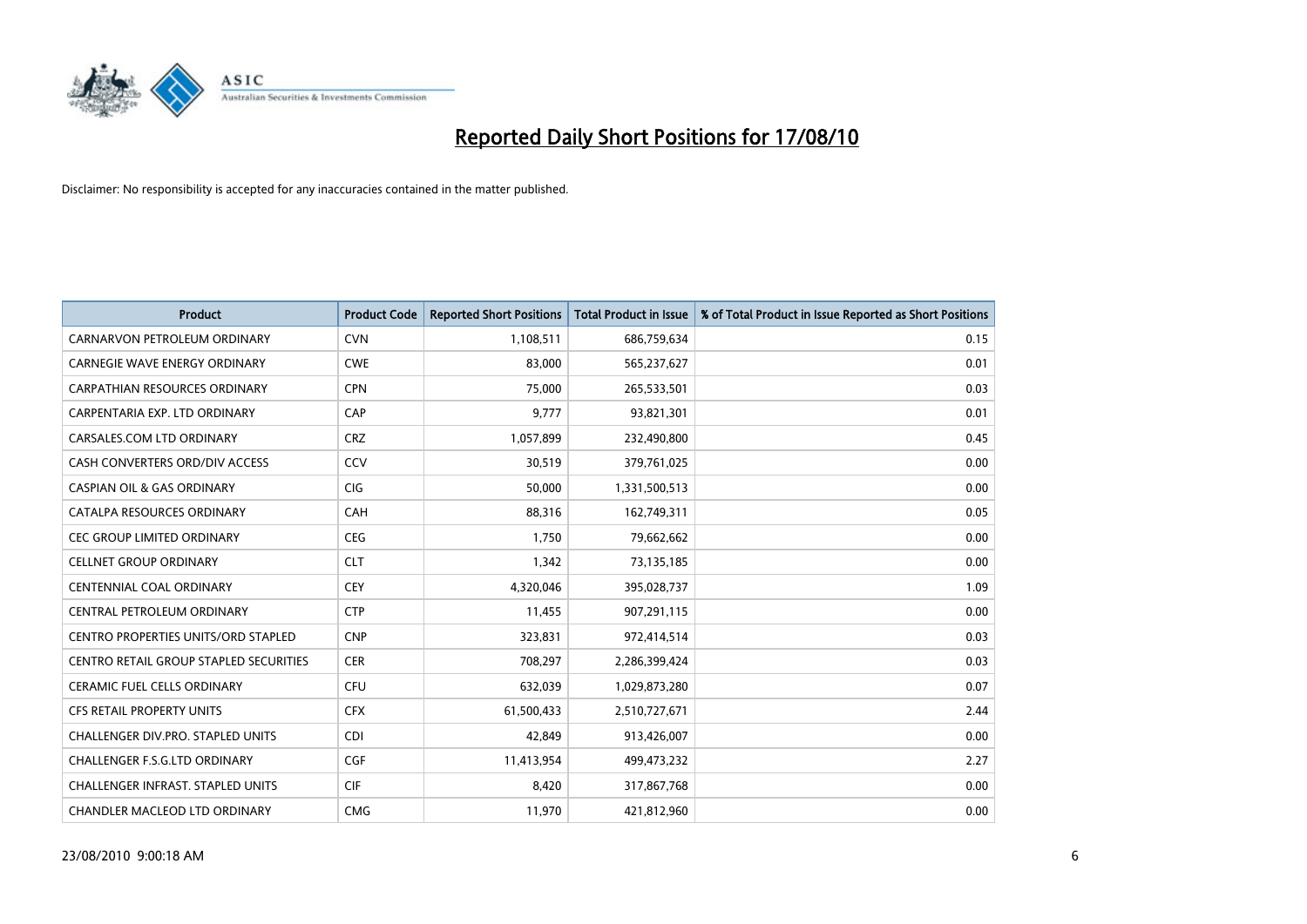# Reported Daily Short Positions for 17/08/10

Disclaimer: No responsibility is accepted for any inaccuracies contained in the matter published.

| Product | Product Code | Reported Short Positions | Total Product in Issue | % of Total Product in Issue Reported as Short Positions |
|---|---|---|---|---|
| CARNARVON PETROLEUM ORDINARY | CVN | 1,108,511 | 686,759,634 | 0.15 |
| CARNEGIE WAVE ENERGY ORDINARY | CWE | 83,000 | 565,237,627 | 0.01 |
| CARPATHIAN RESOURCES ORDINARY | CPN | 75,000 | 265,533,501 | 0.03 |
| CARPENTARIA EXP. LTD ORDINARY | CAP | 9,777 | 93,821,301 | 0.01 |
| CARSALES.COM LTD ORDINARY | CRZ | 1,057,899 | 232,490,800 | 0.45 |
| CASH CONVERTERS ORD/DIV ACCESS | CCV | 30,519 | 379,761,025 | 0.00 |
| CASPIAN OIL & GAS ORDINARY | CIG | 50,000 | 1,331,500,513 | 0.00 |
| CATALPA RESOURCES ORDINARY | CAH | 88,316 | 162,749,311 | 0.05 |
| CEC GROUP LIMITED ORDINARY | CEG | 1,750 | 79,662,662 | 0.00 |
| CELLNET GROUP ORDINARY | CLT | 1,342 | 73,135,185 | 0.00 |
| CENTENNIAL COAL ORDINARY | CEY | 4,320,046 | 395,028,737 | 1.09 |
| CENTRAL PETROLEUM ORDINARY | CTP | 11,455 | 907,291,115 | 0.00 |
| CENTRO PROPERTIES UNITS/ORD STAPLED | CNP | 323,831 | 972,414,514 | 0.03 |
| CENTRO RETAIL GROUP STAPLED SECURITIES | CER | 708,297 | 2,286,399,424 | 0.03 |
| CERAMIC FUEL CELLS ORDINARY | CFU | 632,039 | 1,029,873,280 | 0.07 |
| CFS RETAIL PROPERTY UNITS | CFX | 61,500,433 | 2,510,727,671 | 2.44 |
| CHALLENGER DIV.PRO. STAPLED UNITS | CDI | 42,849 | 913,426,007 | 0.00 |
| CHALLENGER F.S.G.LTD ORDINARY | CGF | 11,413,954 | 499,473,232 | 2.27 |
| CHALLENGER INFRAST. STAPLED UNITS | CIF | 8,420 | 317,867,768 | 0.00 |
| CHANDLER MACLEOD LTD ORDINARY | CMG | 11,970 | 421,812,960 | 0.00 |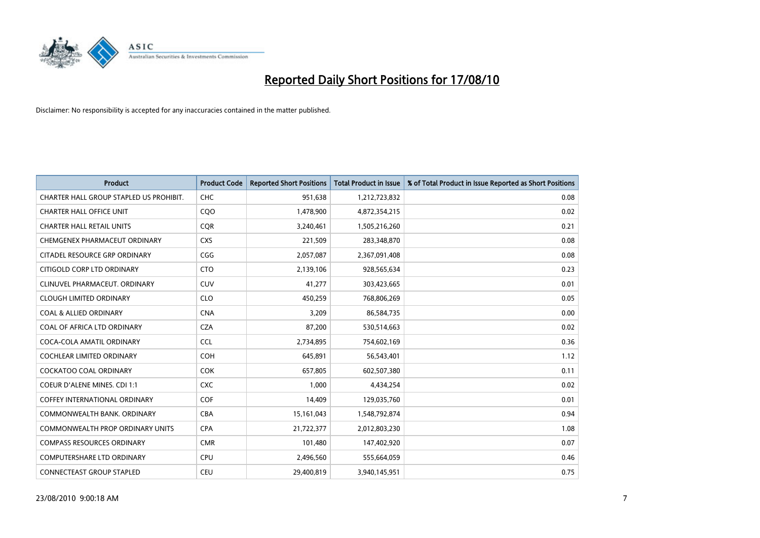# Reported Daily Short Positions for 17/08/10

Disclaimer: No responsibility is accepted for any inaccuracies contained in the matter published.

| Product | Product Code | Reported Short Positions | Total Product in Issue | % of Total Product in Issue Reported as Short Positions |
|---|---|---|---|---|
| CHARTER HALL GROUP STAPLED US PROHIBIT. | CHC | 951,638 | 1,212,723,832 | 0.08 |
| CHARTER HALL OFFICE UNIT | CQO | 1,478,900 | 4,872,354,215 | 0.02 |
| CHARTER HALL RETAIL UNITS | CQR | 3,240,461 | 1,505,216,260 | 0.21 |
| CHEMGENEX PHARMACEUT ORDINARY | CXS | 221,509 | 283,348,870 | 0.08 |
| CITADEL RESOURCE GRP ORDINARY | CGG | 2,057,087 | 2,367,091,408 | 0.08 |
| CITIGOLD CORP LTD ORDINARY | CTO | 2,139,106 | 928,565,634 | 0.23 |
| CLINUVEL PHARMACEUT. ORDINARY | CUV | 41,277 | 303,423,665 | 0.01 |
| CLOUGH LIMITED ORDINARY | CLO | 450,259 | 768,806,269 | 0.05 |
| COAL & ALLIED ORDINARY | CNA | 3,209 | 86,584,735 | 0.00 |
| COAL OF AFRICA LTD ORDINARY | CZA | 87,200 | 530,514,663 | 0.02 |
| COCA-COLA AMATIL ORDINARY | CCL | 2,734,895 | 754,602,169 | 0.36 |
| COCHLEAR LIMITED ORDINARY | COH | 645,891 | 56,543,401 | 1.12 |
| COCKATOO COAL ORDINARY | COK | 657,805 | 602,507,380 | 0.11 |
| COEUR D'ALENE MINES. CDI 1:1 | CXC | 1,000 | 4,434,254 | 0.02 |
| COFFEY INTERNATIONAL ORDINARY | COF | 14,409 | 129,035,760 | 0.01 |
| COMMONWEALTH BANK. ORDINARY | CBA | 15,161,043 | 1,548,792,874 | 0.94 |
| COMMONWEALTH PROP ORDINARY UNITS | CPA | 21,722,377 | 2,012,803,230 | 1.08 |
| COMPASS RESOURCES ORDINARY | CMR | 101,480 | 147,402,920 | 0.07 |
| COMPUTERSHARE LTD ORDINARY | CPU | 2,496,560 | 555,664,059 | 0.46 |
| CONNECTEAST GROUP STAPLED | CEU | 29,400,819 | 3,940,145,951 | 0.75 |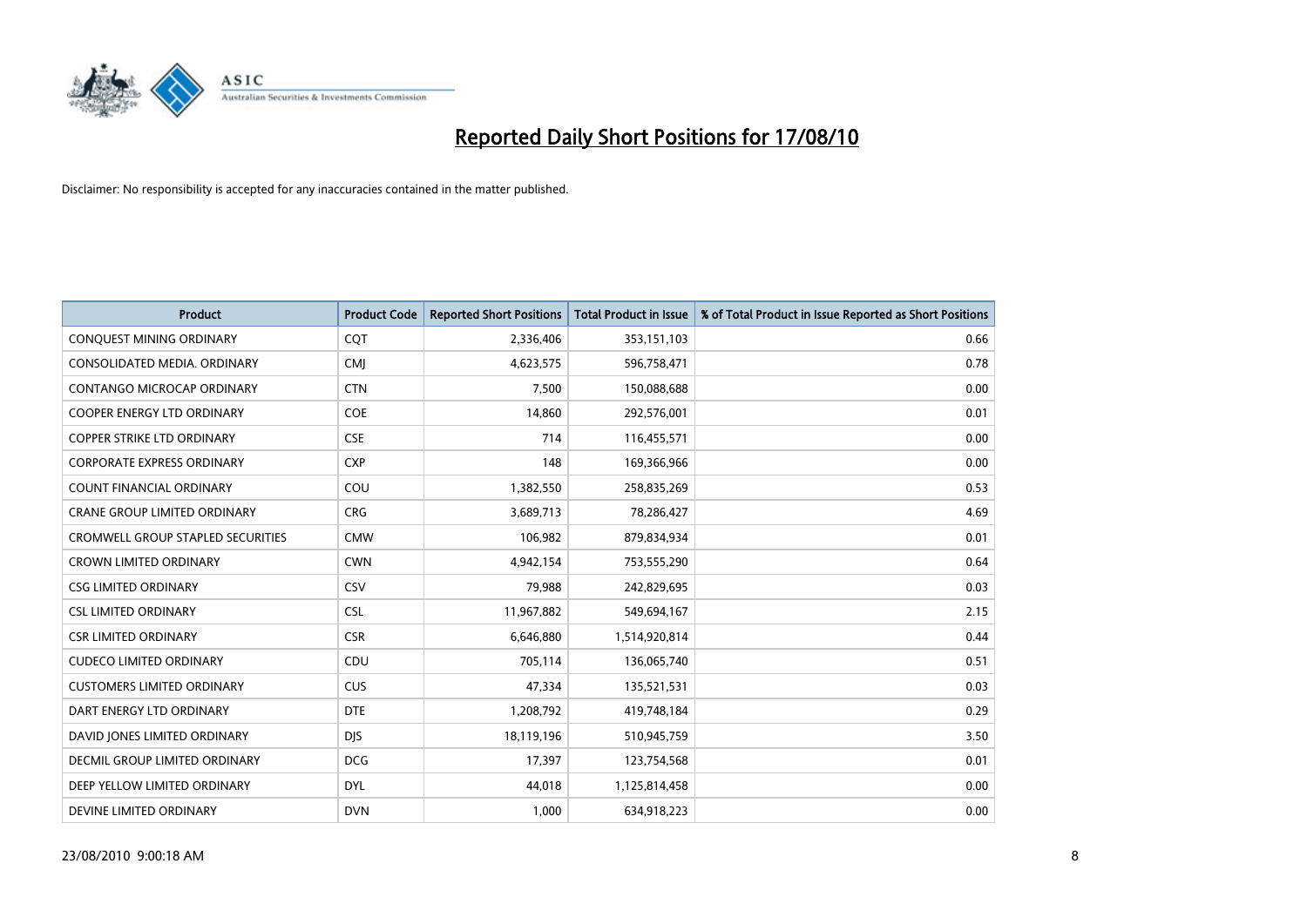# Reported Daily Short Positions for 17/08/10

Disclaimer: No responsibility is accepted for any inaccuracies contained in the matter published.

| Product | Product Code | Reported Short Positions | Total Product in Issue | % of Total Product in Issue Reported as Short Positions |
|---|---|---|---|---|
| CONQUEST MINING ORDINARY | CQT | 2,336,406 | 353,151,103 | 0.66 |
| CONSOLIDATED MEDIA. ORDINARY | CMJ | 4,623,575 | 596,758,471 | 0.78 |
| CONTANGO MICROCAP ORDINARY | CTN | 7,500 | 150,088,688 | 0.00 |
| COOPER ENERGY LTD ORDINARY | COE | 14,860 | 292,576,001 | 0.01 |
| COPPER STRIKE LTD ORDINARY | CSE | 714 | 116,455,571 | 0.00 |
| CORPORATE EXPRESS ORDINARY | CXP | 148 | 169,366,966 | 0.00 |
| COUNT FINANCIAL ORDINARY | COU | 1,382,550 | 258,835,269 | 0.53 |
| CRANE GROUP LIMITED ORDINARY | CRG | 3,689,713 | 78,286,427 | 4.69 |
| CROMWELL GROUP STAPLED SECURITIES | CMW | 106,982 | 879,834,934 | 0.01 |
| CROWN LIMITED ORDINARY | CWN | 4,942,154 | 753,555,290 | 0.64 |
| CSG LIMITED ORDINARY | CSV | 79,988 | 242,829,695 | 0.03 |
| CSL LIMITED ORDINARY | CSL | 11,967,882 | 549,694,167 | 2.15 |
| CSR LIMITED ORDINARY | CSR | 6,646,880 | 1,514,920,814 | 0.44 |
| CUDECO LIMITED ORDINARY | CDU | 705,114 | 136,065,740 | 0.51 |
| CUSTOMERS LIMITED ORDINARY | CUS | 47,334 | 135,521,531 | 0.03 |
| DART ENERGY LTD ORDINARY | DTE | 1,208,792 | 419,748,184 | 0.29 |
| DAVID JONES LIMITED ORDINARY | DJS | 18,119,196 | 510,945,759 | 3.50 |
| DECMIL GROUP LIMITED ORDINARY | DCG | 17,397 | 123,754,568 | 0.01 |
| DEEP YELLOW LIMITED ORDINARY | DYL | 44,018 | 1,125,814,458 | 0.00 |
| DEVINE LIMITED ORDINARY | DVN | 1,000 | 634,918,223 | 0.00 |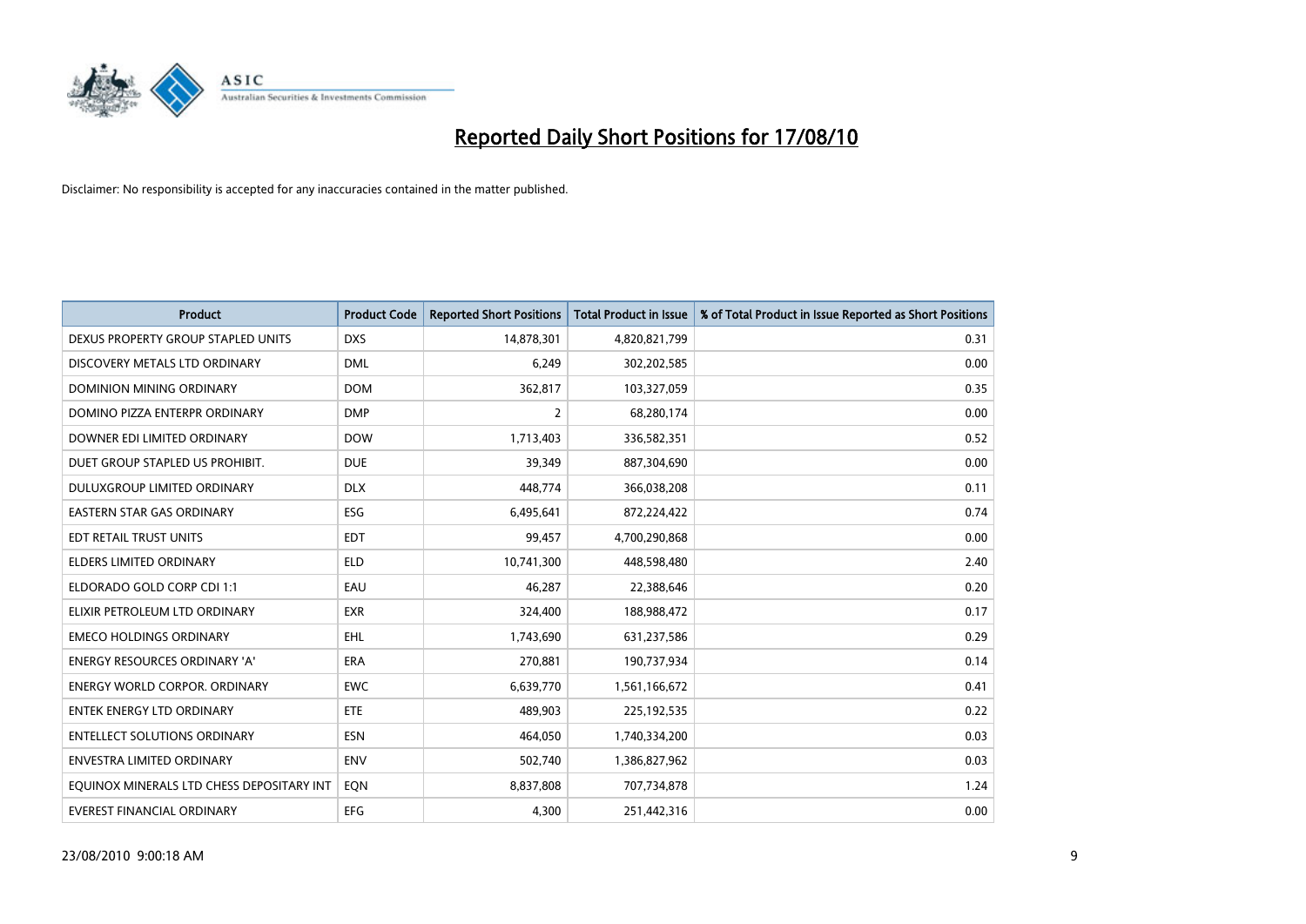# Reported Daily Short Positions for 17/08/10

Disclaimer: No responsibility is accepted for any inaccuracies contained in the matter published.

| Product | Product Code | Reported Short Positions | Total Product in Issue | % of Total Product in Issue Reported as Short Positions |
|---|---|---|---|---|
| DEXUS PROPERTY GROUP STAPLED UNITS | DXS | 14,878,301 | 4,820,821,799 | 0.31 |
| DISCOVERY METALS LTD ORDINARY | DML | 6,249 | 302,202,585 | 0.00 |
| DOMINION MINING ORDINARY | DOM | 362,817 | 103,327,059 | 0.35 |
| DOMINO PIZZA ENTERPR ORDINARY | DMP | 2 | 68,280,174 | 0.00 |
| DOWNER EDI LIMITED ORDINARY | DOW | 1,713,403 | 336,582,351 | 0.52 |
| DUET GROUP STAPLED US PROHIBIT. | DUE | 39,349 | 887,304,690 | 0.00 |
| DULUXGROUP LIMITED ORDINARY | DLX | 448,774 | 366,038,208 | 0.11 |
| EASTERN STAR GAS ORDINARY | ESG | 6,495,641 | 872,224,422 | 0.74 |
| EDT RETAIL TRUST UNITS | EDT | 99,457 | 4,700,290,868 | 0.00 |
| ELDERS LIMITED ORDINARY | ELD | 10,741,300 | 448,598,480 | 2.40 |
| ELDORADO GOLD CORP CDI 1:1 | EAU | 46,287 | 22,388,646 | 0.20 |
| ELIXIR PETROLEUM LTD ORDINARY | EXR | 324,400 | 188,988,472 | 0.17 |
| EMECO HOLDINGS ORDINARY | EHL | 1,743,690 | 631,237,586 | 0.29 |
| ENERGY RESOURCES ORDINARY 'A' | ERA | 270,881 | 190,737,934 | 0.14 |
| ENERGY WORLD CORPOR. ORDINARY | EWC | 6,639,770 | 1,561,166,672 | 0.41 |
| ENTEK ENERGY LTD ORDINARY | ETE | 489,903 | 225,192,535 | 0.22 |
| ENTELLECT SOLUTIONS ORDINARY | ESN | 464,050 | 1,740,334,200 | 0.03 |
| ENVESTRA LIMITED ORDINARY | ENV | 502,740 | 1,386,827,962 | 0.03 |
| EQUINOX MINERALS LTD CHESS DEPOSITARY INT | EQN | 8,837,808 | 707,734,878 | 1.24 |
| EVEREST FINANCIAL ORDINARY | EFG | 4,300 | 251,442,316 | 0.00 |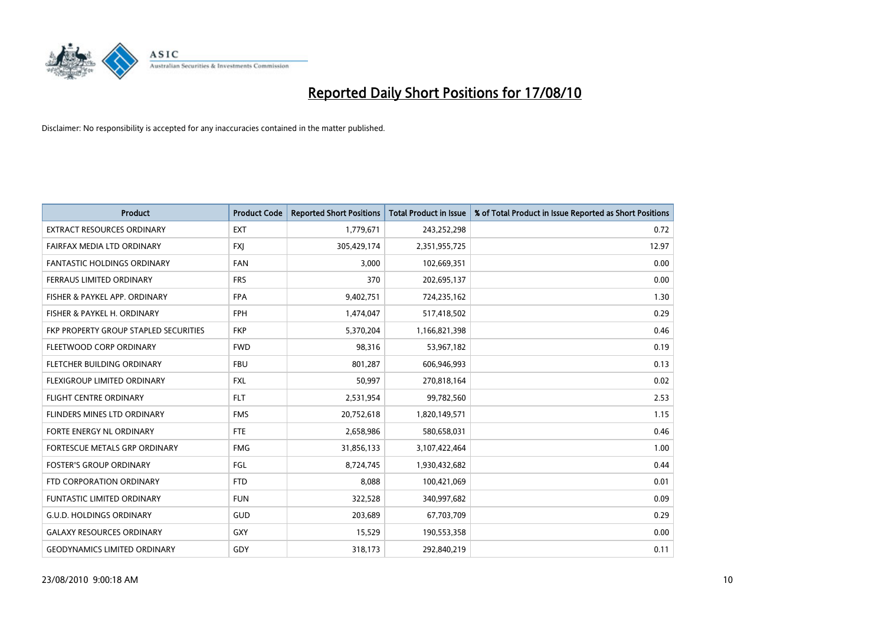# Reported Daily Short Positions for 17/08/10

Disclaimer: No responsibility is accepted for any inaccuracies contained in the matter published.

| Product | Product Code | Reported Short Positions | Total Product in Issue | % of Total Product in Issue Reported as Short Positions |
|---|---|---|---|---|
| EXTRACT RESOURCES ORDINARY | EXT | 1,779,671 | 243,252,298 | 0.72 |
| FAIRFAX MEDIA LTD ORDINARY | FXJ | 305,429,174 | 2,351,955,725 | 12.97 |
| FANTASTIC HOLDINGS ORDINARY | FAN | 3,000 | 102,669,351 | 0.00 |
| FERRAUS LIMITED ORDINARY | FRS | 370 | 202,695,137 | 0.00 |
| FISHER & PAYKEL APP. ORDINARY | FPA | 9,402,751 | 724,235,162 | 1.30 |
| FISHER & PAYKEL H. ORDINARY | FPH | 1,474,047 | 517,418,502 | 0.29 |
| FKP PROPERTY GROUP STAPLED SECURITIES | FKP | 5,370,204 | 1,166,821,398 | 0.46 |
| FLEETWOOD CORP ORDINARY | FWD | 98,316 | 53,967,182 | 0.19 |
| FLETCHER BUILDING ORDINARY | FBU | 801,287 | 606,946,993 | 0.13 |
| FLEXIGROUP LIMITED ORDINARY | FXL | 50,997 | 270,818,164 | 0.02 |
| FLIGHT CENTRE ORDINARY | FLT | 2,531,954 | 99,782,560 | 2.53 |
| FLINDERS MINES LTD ORDINARY | FMS | 20,752,618 | 1,820,149,571 | 1.15 |
| FORTE ENERGY NL ORDINARY | FTE | 2,658,986 | 580,658,031 | 0.46 |
| FORTESCUE METALS GRP ORDINARY | FMG | 31,856,133 | 3,107,422,464 | 1.00 |
| FOSTER'S GROUP ORDINARY | FGL | 8,724,745 | 1,930,432,682 | 0.44 |
| FTD CORPORATION ORDINARY | FTD | 8,088 | 100,421,069 | 0.01 |
| FUNTASTIC LIMITED ORDINARY | FUN | 322,528 | 340,997,682 | 0.09 |
| G.U.D. HOLDINGS ORDINARY | GUD | 203,689 | 67,703,709 | 0.29 |
| GALAXY RESOURCES ORDINARY | GXY | 15,529 | 190,553,358 | 0.00 |
| GEODYNAMICS LIMITED ORDINARY | GDY | 318,173 | 292,840,219 | 0.11 |

23/08/2010 9:00:18 AM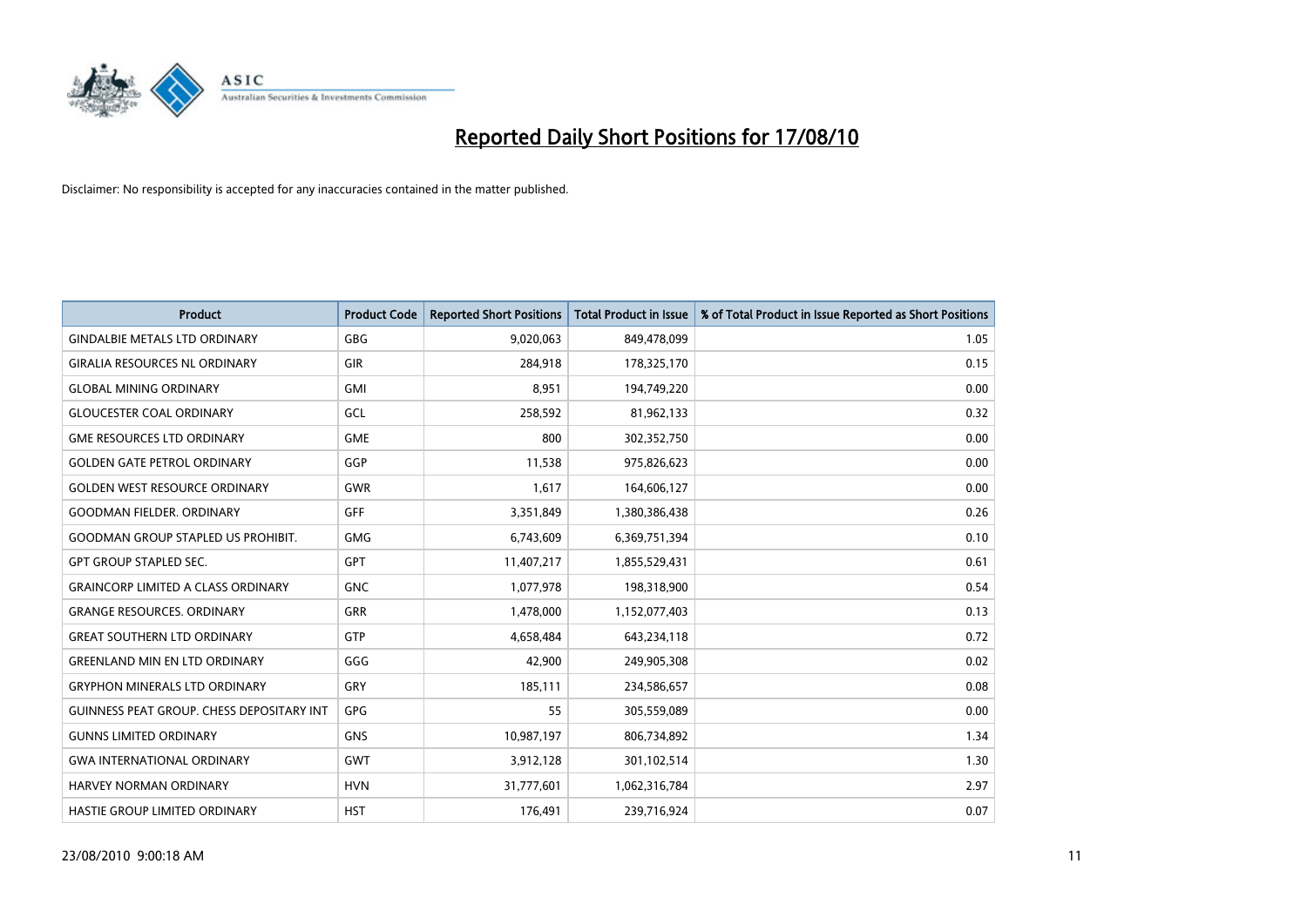# Reported Daily Short Positions for 17/08/10

Disclaimer: No responsibility is accepted for any inaccuracies contained in the matter published.

| Product | Product Code | Reported Short Positions | Total Product in Issue | % of Total Product in Issue Reported as Short Positions |
|---|---|---|---|---|
| GINDALBIE METALS LTD ORDINARY | GBG | 9,020,063 | 849,478,099 | 1.05 |
| GIRALIA RESOURCES NL ORDINARY | GIR | 284,918 | 178,325,170 | 0.15 |
| GLOBAL MINING ORDINARY | GMI | 8,951 | 194,749,220 | 0.00 |
| GLOUCESTER COAL ORDINARY | GCL | 258,592 | 81,962,133 | 0.32 |
| GME RESOURCES LTD ORDINARY | GME | 800 | 302,352,750 | 0.00 |
| GOLDEN GATE PETROL ORDINARY | GGP | 11,538 | 975,826,623 | 0.00 |
| GOLDEN WEST RESOURCE ORDINARY | GWR | 1,617 | 164,606,127 | 0.00 |
| GOODMAN FIELDER. ORDINARY | GFF | 3,351,849 | 1,380,386,438 | 0.26 |
| GOODMAN GROUP STAPLED US PROHIBIT. | GMG | 6,743,609 | 6,369,751,394 | 0.10 |
| GPT GROUP STAPLED SEC. | GPT | 11,407,217 | 1,855,529,431 | 0.61 |
| GRAINCORP LIMITED A CLASS ORDINARY | GNC | 1,077,978 | 198,318,900 | 0.54 |
| GRANGE RESOURCES. ORDINARY | GRR | 1,478,000 | 1,152,077,403 | 0.13 |
| GREAT SOUTHERN LTD ORDINARY | GTP | 4,658,484 | 643,234,118 | 0.72 |
| GREENLAND MIN EN LTD ORDINARY | GGG | 42,900 | 249,905,308 | 0.02 |
| GRYPHON MINERALS LTD ORDINARY | GRY | 185,111 | 234,586,657 | 0.08 |
| GUINNESS PEAT GROUP. CHESS DEPOSITARY INT | GPG | 55 | 305,559,089 | 0.00 |
| GUNNS LIMITED ORDINARY | GNS | 10,987,197 | 806,734,892 | 1.34 |
| GWA INTERNATIONAL ORDINARY | GWT | 3,912,128 | 301,102,514 | 1.30 |
| HARVEY NORMAN ORDINARY | HVN | 31,777,601 | 1,062,316,784 | 2.97 |
| HASTIE GROUP LIMITED ORDINARY | HST | 176,491 | 239,716,924 | 0.07 |

23/08/2010 9:00:18 AM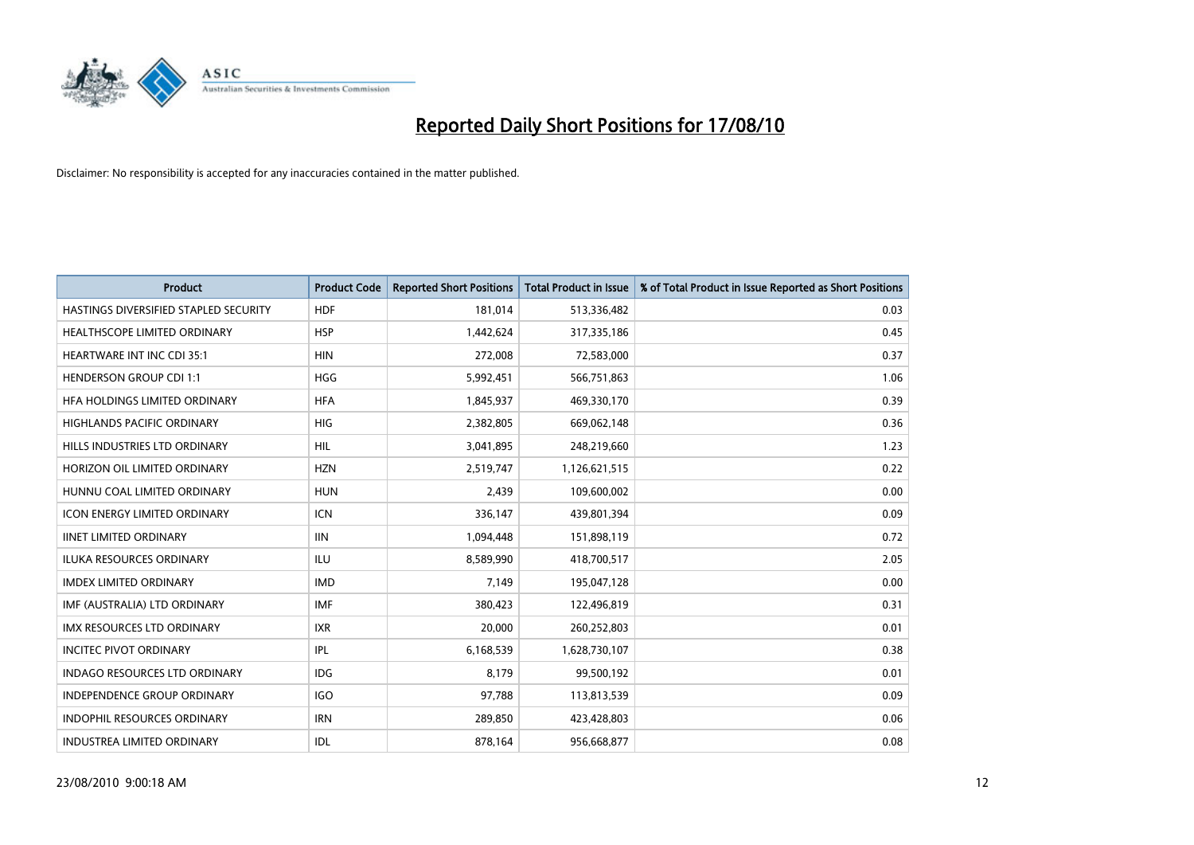# Reported Daily Short Positions for 17/08/10

Disclaimer: No responsibility is accepted for any inaccuracies contained in the matter published.

| Product | Product Code | Reported Short Positions | Total Product in Issue | % of Total Product in Issue Reported as Short Positions |
|---|---|---|---|---|
| HASTINGS DIVERSIFIED STAPLED SECURITY | HDF | 181,014 | 513,336,482 | 0.03 |
| HEALTHSCOPE LIMITED ORDINARY | HSP | 1,442,624 | 317,335,186 | 0.45 |
| HEARTWARE INT INC CDI 35:1 | HIN | 272,008 | 72,583,000 | 0.37 |
| HENDERSON GROUP CDI 1:1 | HGG | 5,992,451 | 566,751,863 | 1.06 |
| HFA HOLDINGS LIMITED ORDINARY | HFA | 1,845,937 | 469,330,170 | 0.39 |
| HIGHLANDS PACIFIC ORDINARY | HIG | 2,382,805 | 669,062,148 | 0.36 |
| HILLS INDUSTRIES LTD ORDINARY | HIL | 3,041,895 | 248,219,660 | 1.23 |
| HORIZON OIL LIMITED ORDINARY | HZN | 2,519,747 | 1,126,621,515 | 0.22 |
| HUNNU COAL LIMITED ORDINARY | HUN | 2,439 | 109,600,002 | 0.00 |
| ICON ENERGY LIMITED ORDINARY | ICN | 336,147 | 439,801,394 | 0.09 |
| IINET LIMITED ORDINARY | IIN | 1,094,448 | 151,898,119 | 0.72 |
| ILUKA RESOURCES ORDINARY | ILU | 8,589,990 | 418,700,517 | 2.05 |
| IMDEX LIMITED ORDINARY | IMD | 7,149 | 195,047,128 | 0.00 |
| IMF (AUSTRALIA) LTD ORDINARY | IMF | 380,423 | 122,496,819 | 0.31 |
| IMX RESOURCES LTD ORDINARY | IXR | 20,000 | 260,252,803 | 0.01 |
| INCITEC PIVOT ORDINARY | IPL | 6,168,539 | 1,628,730,107 | 0.38 |
| INDAGO RESOURCES LTD ORDINARY | IDG | 8,179 | 99,500,192 | 0.01 |
| INDEPENDENCE GROUP ORDINARY | IGO | 97,788 | 113,813,539 | 0.09 |
| INDOPHIL RESOURCES ORDINARY | IRN | 289,850 | 423,428,803 | 0.06 |
| INDUSTREA LIMITED ORDINARY | IDL | 878,164 | 956,668,877 | 0.08 |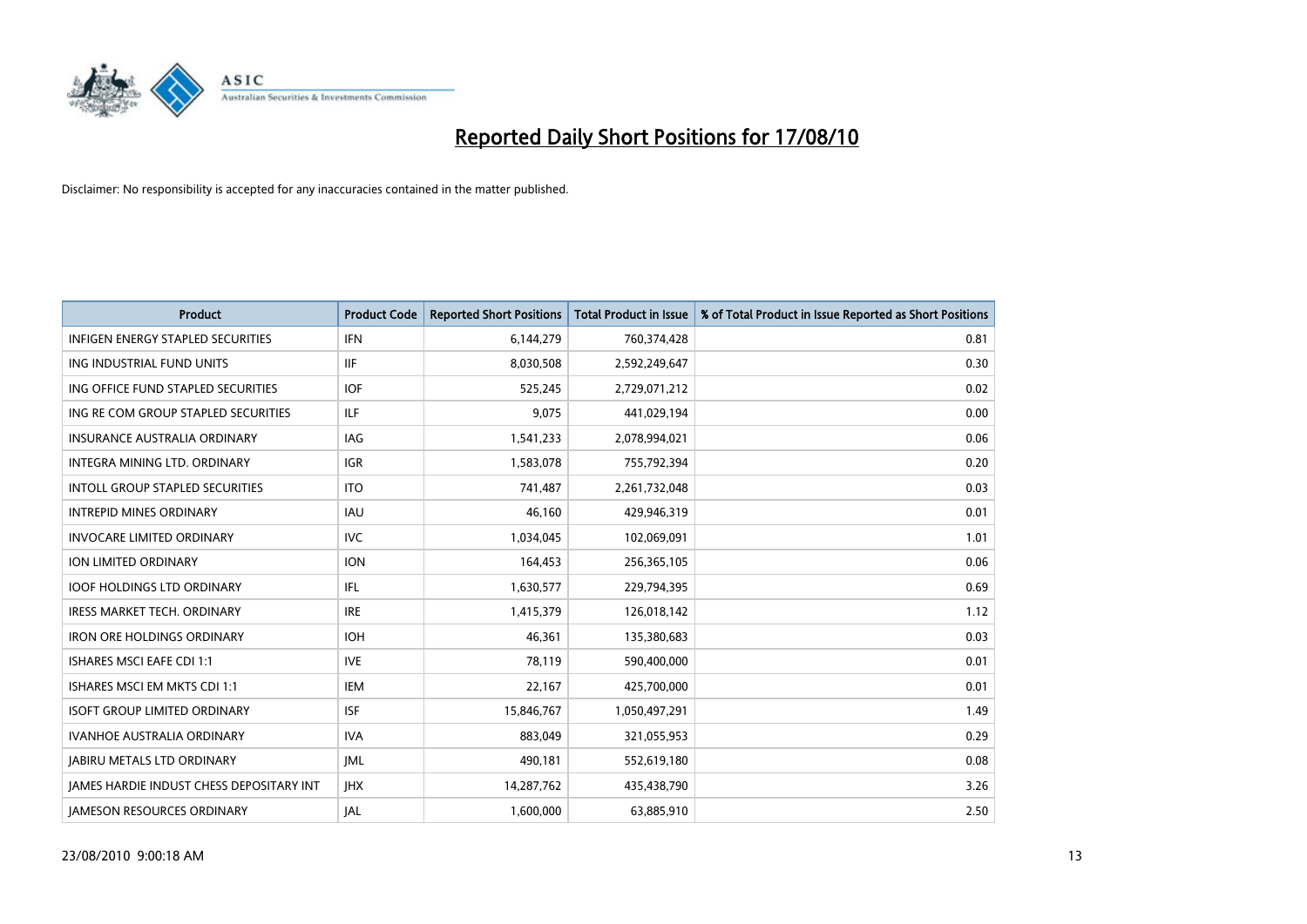# Reported Daily Short Positions for 17/08/10

Disclaimer: No responsibility is accepted for any inaccuracies contained in the matter published.

| Product | Product Code | Reported Short Positions | Total Product in Issue | % of Total Product in Issue Reported as Short Positions |
|---|---|---|---|---|
| INFIGEN ENERGY STAPLED SECURITIES | IFN | 6,144,279 | 760,374,428 | 0.81 |
| ING INDUSTRIAL FUND UNITS | IIF | 8,030,508 | 2,592,249,647 | 0.30 |
| ING OFFICE FUND STAPLED SECURITIES | IOF | 525,245 | 2,729,071,212 | 0.02 |
| ING RE COM GROUP STAPLED SECURITIES | ILF | 9,075 | 441,029,194 | 0.00 |
| INSURANCE AUSTRALIA ORDINARY | IAG | 1,541,233 | 2,078,994,021 | 0.06 |
| INTEGRA MINING LTD. ORDINARY | IGR | 1,583,078 | 755,792,394 | 0.20 |
| INTOLL GROUP STAPLED SECURITIES | ITO | 741,487 | 2,261,732,048 | 0.03 |
| INTREPID MINES ORDINARY | IAU | 46,160 | 429,946,319 | 0.01 |
| INVOCARE LIMITED ORDINARY | IVC | 1,034,045 | 102,069,091 | 1.01 |
| ION LIMITED ORDINARY | ION | 164,453 | 256,365,105 | 0.06 |
| IOOF HOLDINGS LTD ORDINARY | IFL | 1,630,577 | 229,794,395 | 0.69 |
| IRESS MARKET TECH. ORDINARY | IRE | 1,415,379 | 126,018,142 | 1.12 |
| IRON ORE HOLDINGS ORDINARY | IOH | 46,361 | 135,380,683 | 0.03 |
| ISHARES MSCI EAFE CDI 1:1 | IVE | 78,119 | 590,400,000 | 0.01 |
| ISHARES MSCI EM MKTS CDI 1:1 | IEM | 22,167 | 425,700,000 | 0.01 |
| ISOFT GROUP LIMITED ORDINARY | ISF | 15,846,767 | 1,050,497,291 | 1.49 |
| IVANHOE AUSTRALIA ORDINARY | IVA | 883,049 | 321,055,953 | 0.29 |
| JABIRU METALS LTD ORDINARY | JML | 490,181 | 552,619,180 | 0.08 |
| JAMES HARDIE INDUST CHESS DEPOSITARY INT | JHX | 14,287,762 | 435,438,790 | 3.26 |
| JAMESON RESOURCES ORDINARY | JAL | 1,600,000 | 63,885,910 | 2.50 |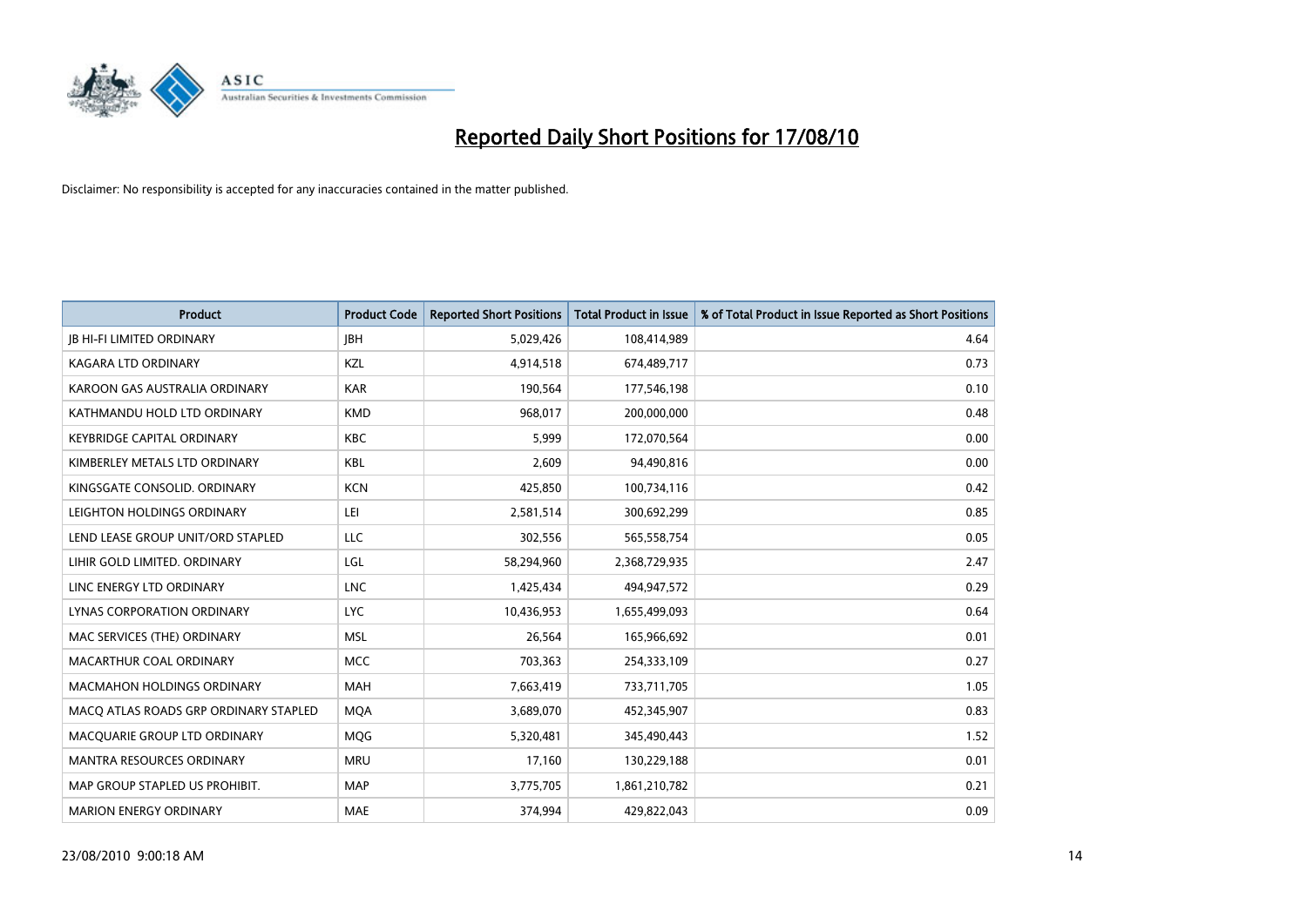# Reported Daily Short Positions for 17/08/10

Disclaimer: No responsibility is accepted for any inaccuracies contained in the matter published.

| Product | Product Code | Reported Short Positions | Total Product in Issue | % of Total Product in Issue Reported as Short Positions |
|---|---|---|---|---|
| JB HI-FI LIMITED ORDINARY | JBH | 5,029,426 | 108,414,989 | 4.64 |
| KAGARA LTD ORDINARY | KZL | 4,914,518 | 674,489,717 | 0.73 |
| KAROON GAS AUSTRALIA ORDINARY | KAR | 190,564 | 177,546,198 | 0.10 |
| KATHMANDU HOLD LTD ORDINARY | KMD | 968,017 | 200,000,000 | 0.48 |
| KEYBRIDGE CAPITAL ORDINARY | KBC | 5,999 | 172,070,564 | 0.00 |
| KIMBERLEY METALS LTD ORDINARY | KBL | 2,609 | 94,490,816 | 0.00 |
| KINGSGATE CONSOLID. ORDINARY | KCN | 425,850 | 100,734,116 | 0.42 |
| LEIGHTON HOLDINGS ORDINARY | LEI | 2,581,514 | 300,692,299 | 0.85 |
| LEND LEASE GROUP UNIT/ORD STAPLED | LLC | 302,556 | 565,558,754 | 0.05 |
| LIHIR GOLD LIMITED. ORDINARY | LGL | 58,294,960 | 2,368,729,935 | 2.47 |
| LINC ENERGY LTD ORDINARY | LNC | 1,425,434 | 494,947,572 | 0.29 |
| LYNAS CORPORATION ORDINARY | LYC | 10,436,953 | 1,655,499,093 | 0.64 |
| MAC SERVICES (THE) ORDINARY | MSL | 26,564 | 165,966,692 | 0.01 |
| MACARTHUR COAL ORDINARY | MCC | 703,363 | 254,333,109 | 0.27 |
| MACMAHON HOLDINGS ORDINARY | MAH | 7,663,419 | 733,711,705 | 1.05 |
| MACQ ATLAS ROADS GRP ORDINARY STAPLED | MQA | 3,689,070 | 452,345,907 | 0.83 |
| MACQUARIE GROUP LTD ORDINARY | MQG | 5,320,481 | 345,490,443 | 1.52 |
| MANTRA RESOURCES ORDINARY | MRU | 17,160 | 130,229,188 | 0.01 |
| MAP GROUP STAPLED US PROHIBIT. | MAP | 3,775,705 | 1,861,210,782 | 0.21 |
| MARION ENERGY ORDINARY | MAE | 374,994 | 429,822,043 | 0.09 |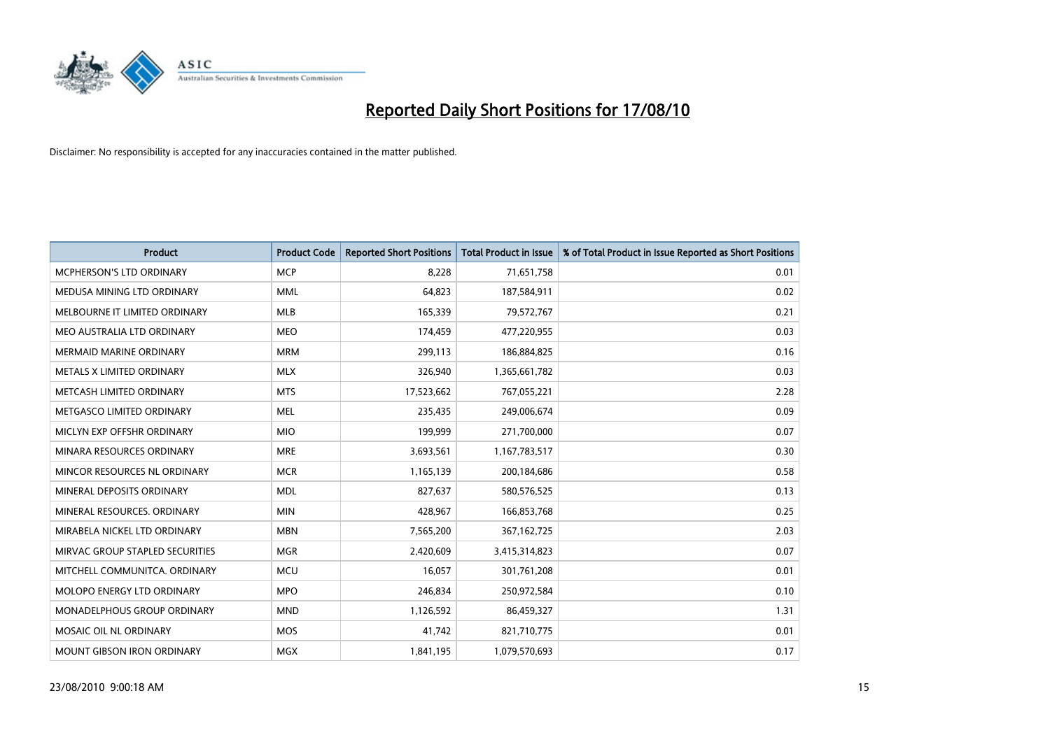# Reported Daily Short Positions for 17/08/10

Disclaimer: No responsibility is accepted for any inaccuracies contained in the matter published.

| Product | Product Code | Reported Short Positions | Total Product in Issue | % of Total Product in Issue Reported as Short Positions |
|---|---|---|---|---|
| MCPHERSON'S LTD ORDINARY | MCP | 8,228 | 71,651,758 | 0.01 |
| MEDUSA MINING LTD ORDINARY | MML | 64,823 | 187,584,911 | 0.02 |
| MELBOURNE IT LIMITED ORDINARY | MLB | 165,339 | 79,572,767 | 0.21 |
| MEO AUSTRALIA LTD ORDINARY | MEO | 174,459 | 477,220,955 | 0.03 |
| MERMAID MARINE ORDINARY | MRM | 299,113 | 186,884,825 | 0.16 |
| METALS X LIMITED ORDINARY | MLX | 326,940 | 1,365,661,782 | 0.03 |
| METCASH LIMITED ORDINARY | MTS | 17,523,662 | 767,055,221 | 2.28 |
| METGASCO LIMITED ORDINARY | MEL | 235,435 | 249,006,674 | 0.09 |
| MICLYN EXP OFFSHR ORDINARY | MIO | 199,999 | 271,700,000 | 0.07 |
| MINARA RESOURCES ORDINARY | MRE | 3,693,561 | 1,167,783,517 | 0.30 |
| MINCOR RESOURCES NL ORDINARY | MCR | 1,165,139 | 200,184,686 | 0.58 |
| MINERAL DEPOSITS ORDINARY | MDL | 827,637 | 580,576,525 | 0.13 |
| MINERAL RESOURCES. ORDINARY | MIN | 428,967 | 166,853,768 | 0.25 |
| MIRABELA NICKEL LTD ORDINARY | MBN | 7,565,200 | 367,162,725 | 2.03 |
| MIRVAC GROUP STAPLED SECURITIES | MGR | 2,420,609 | 3,415,314,823 | 0.07 |
| MITCHELL COMMUNITCA. ORDINARY | MCU | 16,057 | 301,761,208 | 0.01 |
| MOLOPO ENERGY LTD ORDINARY | MPO | 246,834 | 250,972,584 | 0.10 |
| MONADELPHOUS GROUP ORDINARY | MND | 1,126,592 | 86,459,327 | 1.31 |
| MOSAIC OIL NL ORDINARY | MOS | 41,742 | 821,710,775 | 0.01 |
| MOUNT GIBSON IRON ORDINARY | MGX | 1,841,195 | 1,079,570,693 | 0.17 |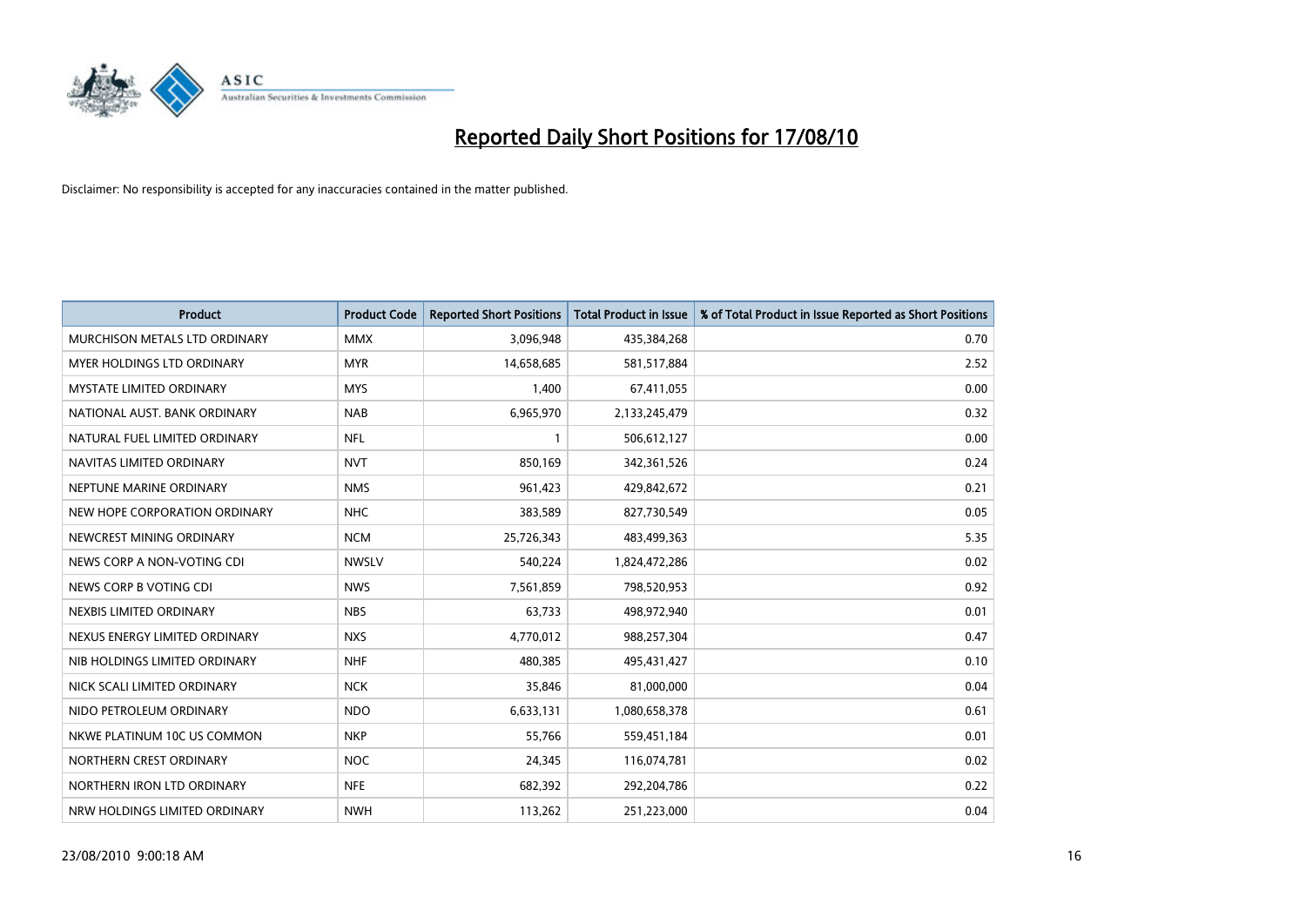# Reported Daily Short Positions for 17/08/10

Disclaimer: No responsibility is accepted for any inaccuracies contained in the matter published.

| Product | Product Code | Reported Short Positions | Total Product in Issue | % of Total Product in Issue Reported as Short Positions |
|---|---|---|---|---|
| MURCHISON METALS LTD ORDINARY | MMX | 3,096,948 | 435,384,268 | 0.70 |
| MYER HOLDINGS LTD ORDINARY | MYR | 14,658,685 | 581,517,884 | 2.52 |
| MYSTATE LIMITED ORDINARY | MYS | 1,400 | 67,411,055 | 0.00 |
| NATIONAL AUST. BANK ORDINARY | NAB | 6,965,970 | 2,133,245,479 | 0.32 |
| NATURAL FUEL LIMITED ORDINARY | NFL | 1 | 506,612,127 | 0.00 |
| NAVITAS LIMITED ORDINARY | NVT | 850,169 | 342,361,526 | 0.24 |
| NEPTUNE MARINE ORDINARY | NMS | 961,423 | 429,842,672 | 0.21 |
| NEW HOPE CORPORATION ORDINARY | NHC | 383,589 | 827,730,549 | 0.05 |
| NEWCREST MINING ORDINARY | NCM | 25,726,343 | 483,499,363 | 5.35 |
| NEWS CORP A NON-VOTING CDI | NWSLV | 540,224 | 1,824,472,286 | 0.02 |
| NEWS CORP B VOTING CDI | NWS | 7,561,859 | 798,520,953 | 0.92 |
| NEXBIS LIMITED ORDINARY | NBS | 63,733 | 498,972,940 | 0.01 |
| NEXUS ENERGY LIMITED ORDINARY | NXS | 4,770,012 | 988,257,304 | 0.47 |
| NIB HOLDINGS LIMITED ORDINARY | NHF | 480,385 | 495,431,427 | 0.10 |
| NICK SCALI LIMITED ORDINARY | NCK | 35,846 | 81,000,000 | 0.04 |
| NIDO PETROLEUM ORDINARY | NDO | 6,633,131 | 1,080,658,378 | 0.61 |
| NKWE PLATINUM 10C US COMMON | NKP | 55,766 | 559,451,184 | 0.01 |
| NORTHERN CREST ORDINARY | NOC | 24,345 | 116,074,781 | 0.02 |
| NORTHERN IRON LTD ORDINARY | NFE | 682,392 | 292,204,786 | 0.22 |
| NRW HOLDINGS LIMITED ORDINARY | NWH | 113,262 | 251,223,000 | 0.04 |

23/08/2010 9:00:18 AM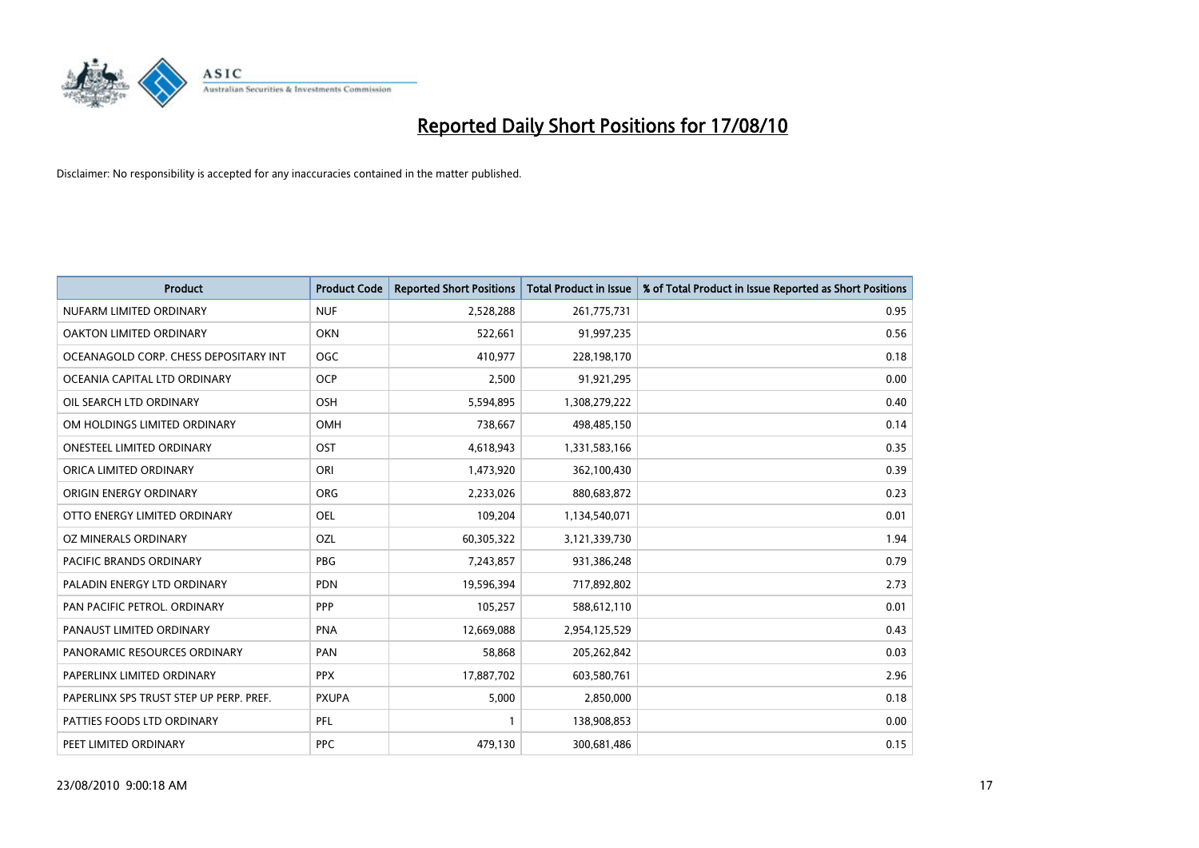# Reported Daily Short Positions for 17/08/10

Disclaimer: No responsibility is accepted for any inaccuracies contained in the matter published.

| Product | Product Code | Reported Short Positions | Total Product in Issue | % of Total Product in Issue Reported as Short Positions |
|---|---|---|---|---|
| NUFARM LIMITED ORDINARY | NUF | 2,528,288 | 261,775,731 | 0.95 |
| OAKTON LIMITED ORDINARY | OKN | 522,661 | 91,997,235 | 0.56 |
| OCEANAGOLD CORP. CHESS DEPOSITARY INT | OGC | 410,977 | 228,198,170 | 0.18 |
| OCEANIA CAPITAL LTD ORDINARY | OCP | 2,500 | 91,921,295 | 0.00 |
| OIL SEARCH LTD ORDINARY | OSH | 5,594,895 | 1,308,279,222 | 0.40 |
| OM HOLDINGS LIMITED ORDINARY | OMH | 738,667 | 498,485,150 | 0.14 |
| ONESTEEL LIMITED ORDINARY | OST | 4,618,943 | 1,331,583,166 | 0.35 |
| ORICA LIMITED ORDINARY | ORI | 1,473,920 | 362,100,430 | 0.39 |
| ORIGIN ENERGY ORDINARY | ORG | 2,233,026 | 880,683,872 | 0.23 |
| OTTO ENERGY LIMITED ORDINARY | OEL | 109,204 | 1,134,540,071 | 0.01 |
| OZ MINERALS ORDINARY | OZL | 60,305,322 | 3,121,339,730 | 1.94 |
| PACIFIC BRANDS ORDINARY | PBG | 7,243,857 | 931,386,248 | 0.79 |
| PALADIN ENERGY LTD ORDINARY | PDN | 19,596,394 | 717,892,802 | 2.73 |
| PAN PACIFIC PETROL. ORDINARY | PPP | 105,257 | 588,612,110 | 0.01 |
| PANAUST LIMITED ORDINARY | PNA | 12,669,088 | 2,954,125,529 | 0.43 |
| PANORAMIC RESOURCES ORDINARY | PAN | 58,868 | 205,262,842 | 0.03 |
| PAPERLINX LIMITED ORDINARY | PPX | 17,887,702 | 603,580,761 | 2.96 |
| PAPERLINX SPS TRUST STEP UP PERP. PREF. | PXUPA | 5,000 | 2,850,000 | 0.18 |
| PATTIES FOODS LTD ORDINARY | PFL | 1 | 138,908,853 | 0.00 |
| PEET LIMITED ORDINARY | PPC | 479,130 | 300,681,486 | 0.15 |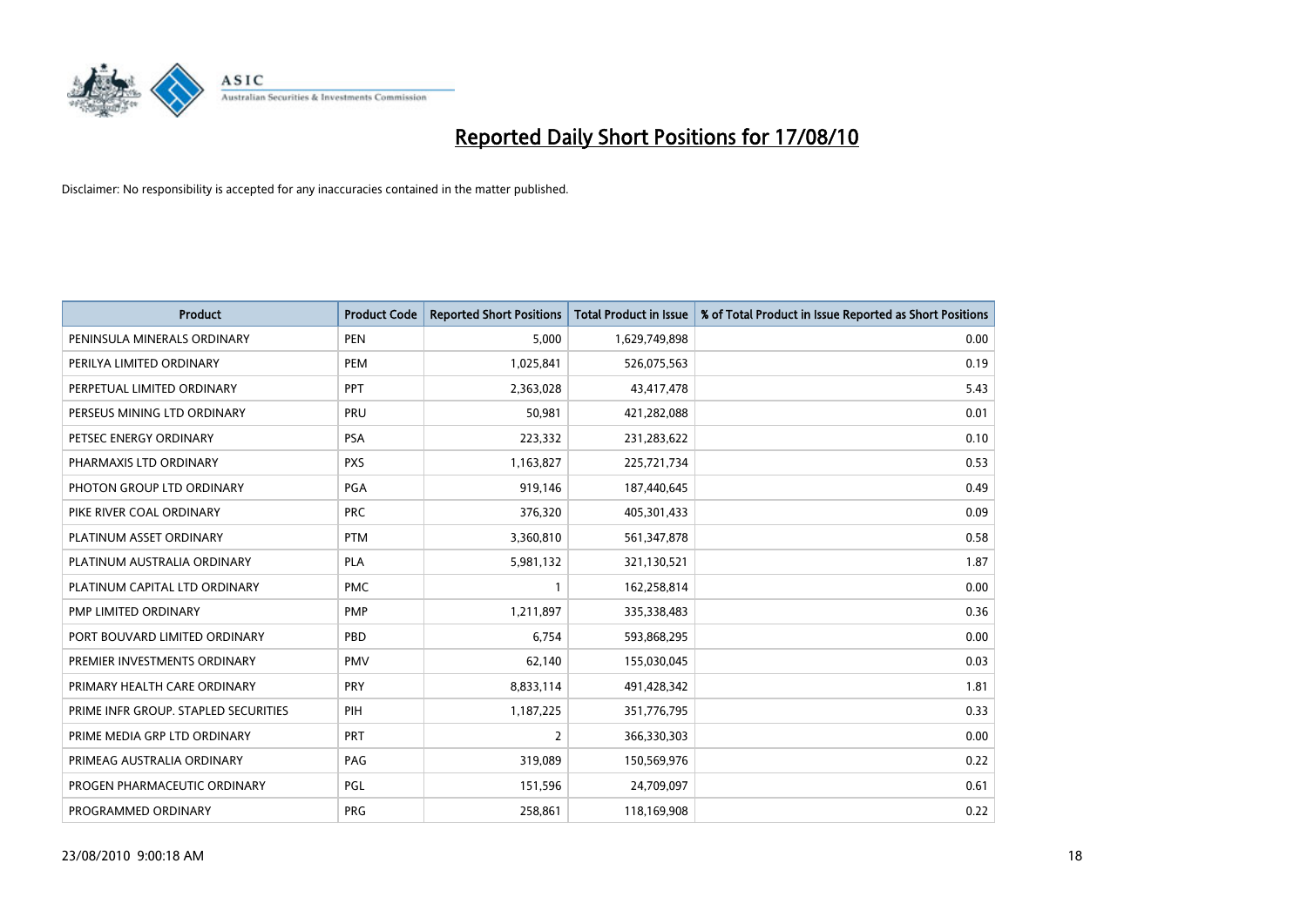# Reported Daily Short Positions for 17/08/10

Disclaimer: No responsibility is accepted for any inaccuracies contained in the matter published.

| Product | Product Code | Reported Short Positions | Total Product in Issue | % of Total Product in Issue Reported as Short Positions |
|---|---|---|---|---|
| PENINSULA MINERALS ORDINARY | PEN | 5,000 | 1,629,749,898 | 0.00 |
| PERILYA LIMITED ORDINARY | PEM | 1,025,841 | 526,075,563 | 0.19 |
| PERPETUAL LIMITED ORDINARY | PPT | 2,363,028 | 43,417,478 | 5.43 |
| PERSEUS MINING LTD ORDINARY | PRU | 50,981 | 421,282,088 | 0.01 |
| PETSEC ENERGY ORDINARY | PSA | 223,332 | 231,283,622 | 0.10 |
| PHARMAXIS LTD ORDINARY | PXS | 1,163,827 | 225,721,734 | 0.53 |
| PHOTON GROUP LTD ORDINARY | PGA | 919,146 | 187,440,645 | 0.49 |
| PIKE RIVER COAL ORDINARY | PRC | 376,320 | 405,301,433 | 0.09 |
| PLATINUM ASSET ORDINARY | PTM | 3,360,810 | 561,347,878 | 0.58 |
| PLATINUM AUSTRALIA ORDINARY | PLA | 5,981,132 | 321,130,521 | 1.87 |
| PLATINUM CAPITAL LTD ORDINARY | PMC | 1 | 162,258,814 | 0.00 |
| PMP LIMITED ORDINARY | PMP | 1,211,897 | 335,338,483 | 0.36 |
| PORT BOUVARD LIMITED ORDINARY | PBD | 6,754 | 593,868,295 | 0.00 |
| PREMIER INVESTMENTS ORDINARY | PMV | 62,140 | 155,030,045 | 0.03 |
| PRIMARY HEALTH CARE ORDINARY | PRY | 8,833,114 | 491,428,342 | 1.81 |
| PRIME INFR GROUP. STAPLED SECURITIES | PIH | 1,187,225 | 351,776,795 | 0.33 |
| PRIME MEDIA GRP LTD ORDINARY | PRT | 2 | 366,330,303 | 0.00 |
| PRIMEAG AUSTRALIA ORDINARY | PAG | 319,089 | 150,569,976 | 0.22 |
| PROGEN PHARMACEUTIC ORDINARY | PGL | 151,596 | 24,709,097 | 0.61 |
| PROGRAMMED ORDINARY | PRG | 258,861 | 118,169,908 | 0.22 |

23/08/2010 9:00:18 AM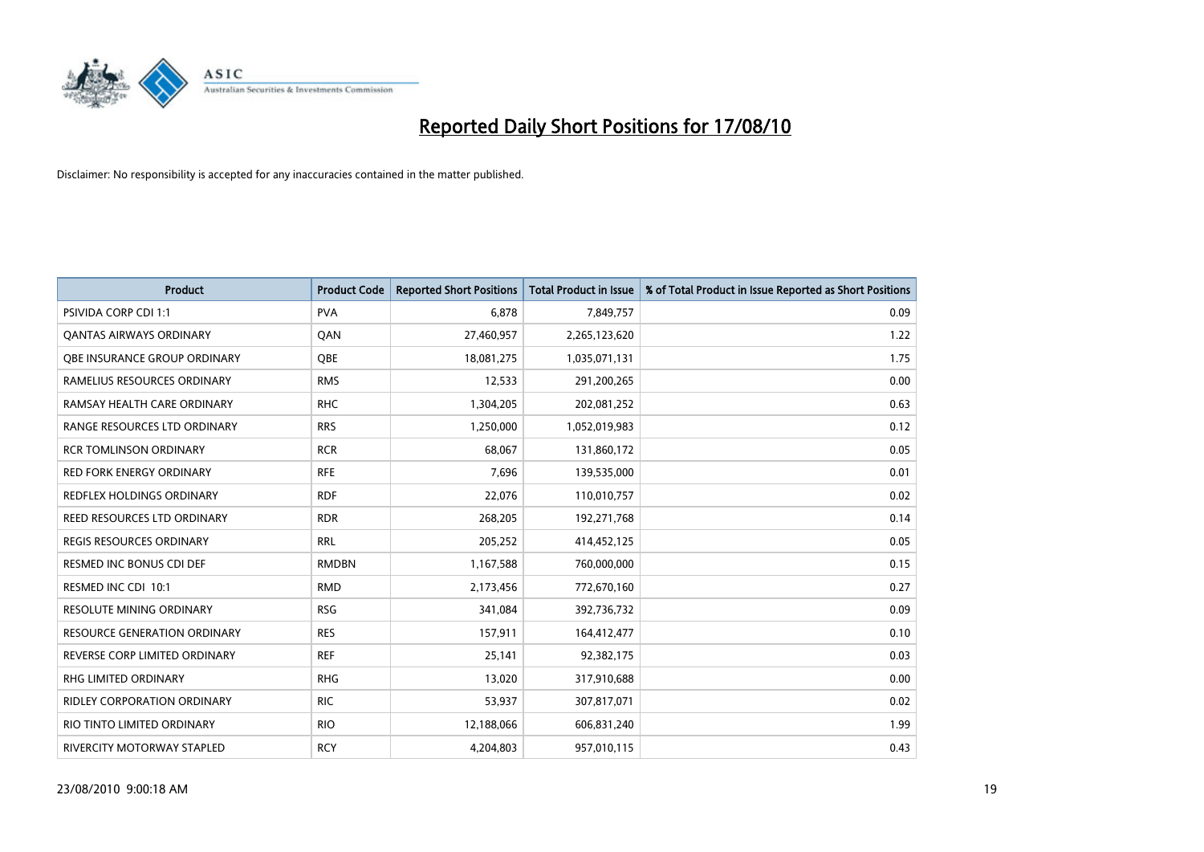# Reported Daily Short Positions for 17/08/10

Disclaimer: No responsibility is accepted for any inaccuracies contained in the matter published.

| Product | Product Code | Reported Short Positions | Total Product in Issue | % of Total Product in Issue Reported as Short Positions |
|---|---|---|---|---|
| PSIVIDA CORP CDI 1:1 | PVA | 6,878 | 7,849,757 | 0.09 |
| QANTAS AIRWAYS ORDINARY | QAN | 27,460,957 | 2,265,123,620 | 1.22 |
| QBE INSURANCE GROUP ORDINARY | QBE | 18,081,275 | 1,035,071,131 | 1.75 |
| RAMELIUS RESOURCES ORDINARY | RMS | 12,533 | 291,200,265 | 0.00 |
| RAMSAY HEALTH CARE ORDINARY | RHC | 1,304,205 | 202,081,252 | 0.63 |
| RANGE RESOURCES LTD ORDINARY | RRS | 1,250,000 | 1,052,019,983 | 0.12 |
| RCR TOMLINSON ORDINARY | RCR | 68,067 | 131,860,172 | 0.05 |
| RED FORK ENERGY ORDINARY | RFE | 7,696 | 139,535,000 | 0.01 |
| REDFLEX HOLDINGS ORDINARY | RDF | 22,076 | 110,010,757 | 0.02 |
| REED RESOURCES LTD ORDINARY | RDR | 268,205 | 192,271,768 | 0.14 |
| REGIS RESOURCES ORDINARY | RRL | 205,252 | 414,452,125 | 0.05 |
| RESMED INC BONUS CDI DEF | RMDBN | 1,167,588 | 760,000,000 | 0.15 |
| RESMED INC CDI 10:1 | RMD | 2,173,456 | 772,670,160 | 0.27 |
| RESOLUTE MINING ORDINARY | RSG | 341,084 | 392,736,732 | 0.09 |
| RESOURCE GENERATION ORDINARY | RES | 157,911 | 164,412,477 | 0.10 |
| REVERSE CORP LIMITED ORDINARY | REF | 25,141 | 92,382,175 | 0.03 |
| RHG LIMITED ORDINARY | RHG | 13,020 | 317,910,688 | 0.00 |
| RIDLEY CORPORATION ORDINARY | RIC | 53,937 | 307,817,071 | 0.02 |
| RIO TINTO LIMITED ORDINARY | RIO | 12,188,066 | 606,831,240 | 1.99 |
| RIVERCITY MOTORWAY STAPLED | RCY | 4,204,803 | 957,010,115 | 0.43 |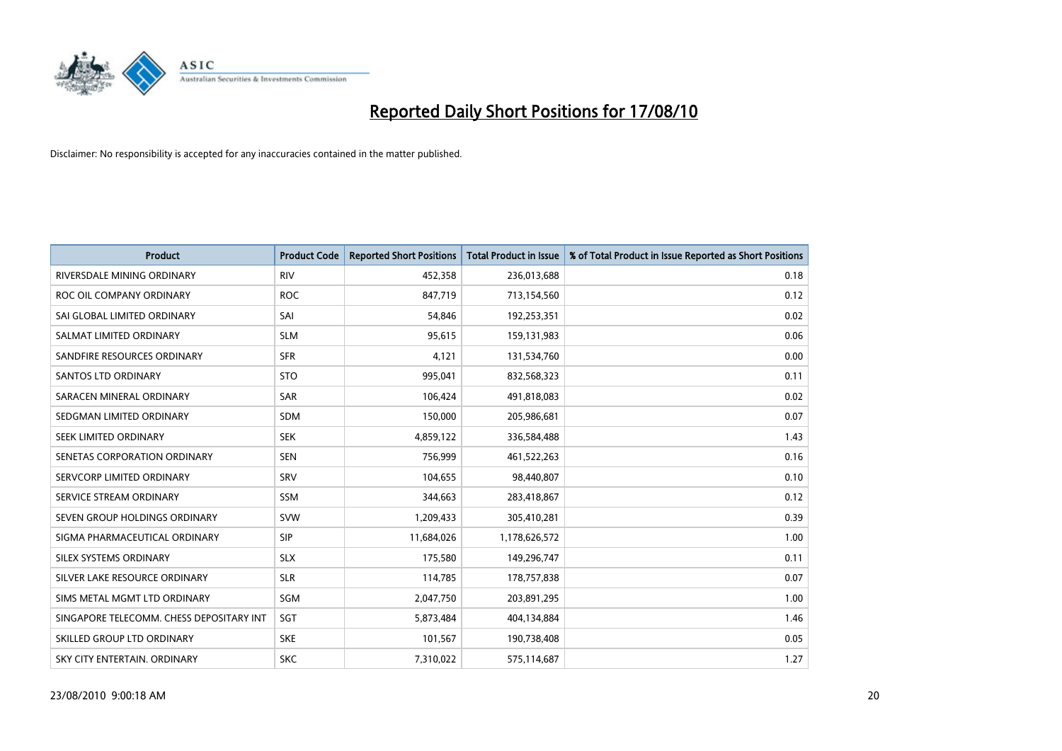# Reported Daily Short Positions for 17/08/10

Disclaimer: No responsibility is accepted for any inaccuracies contained in the matter published.

| Product | Product Code | Reported Short Positions | Total Product in Issue | % of Total Product in Issue Reported as Short Positions |
|---|---|---|---|---|
| RIVERSDALE MINING ORDINARY | RIV | 452,358 | 236,013,688 | 0.18 |
| ROC OIL COMPANY ORDINARY | ROC | 847,719 | 713,154,560 | 0.12 |
| SAI GLOBAL LIMITED ORDINARY | SAI | 54,846 | 192,253,351 | 0.02 |
| SALMAT LIMITED ORDINARY | SLM | 95,615 | 159,131,983 | 0.06 |
| SANDFIRE RESOURCES ORDINARY | SFR | 4,121 | 131,534,760 | 0.00 |
| SANTOS LTD ORDINARY | STO | 995,041 | 832,568,323 | 0.11 |
| SARACEN MINERAL ORDINARY | SAR | 106,424 | 491,818,083 | 0.02 |
| SEDGMAN LIMITED ORDINARY | SDM | 150,000 | 205,986,681 | 0.07 |
| SEEK LIMITED ORDINARY | SEK | 4,859,122 | 336,584,488 | 1.43 |
| SENETAS CORPORATION ORDINARY | SEN | 756,999 | 461,522,263 | 0.16 |
| SERVCORP LIMITED ORDINARY | SRV | 104,655 | 98,440,807 | 0.10 |
| SERVICE STREAM ORDINARY | SSM | 344,663 | 283,418,867 | 0.12 |
| SEVEN GROUP HOLDINGS ORDINARY | SVW | 1,209,433 | 305,410,281 | 0.39 |
| SIGMA PHARMACEUTICAL ORDINARY | SIP | 11,684,026 | 1,178,626,572 | 1.00 |
| SILEX SYSTEMS ORDINARY | SLX | 175,580 | 149,296,747 | 0.11 |
| SILVER LAKE RESOURCE ORDINARY | SLR | 114,785 | 178,757,838 | 0.07 |
| SIMS METAL MGMT LTD ORDINARY | SGM | 2,047,750 | 203,891,295 | 1.00 |
| SINGAPORE TELECOMM. CHESS DEPOSITARY INT | SGT | 5,873,484 | 404,134,884 | 1.46 |
| SKILLED GROUP LTD ORDINARY | SKE | 101,567 | 190,738,408 | 0.05 |
| SKY CITY ENTERTAIN. ORDINARY | SKC | 7,310,022 | 575,114,687 | 1.27 |

23/08/2010 9:00:18 AM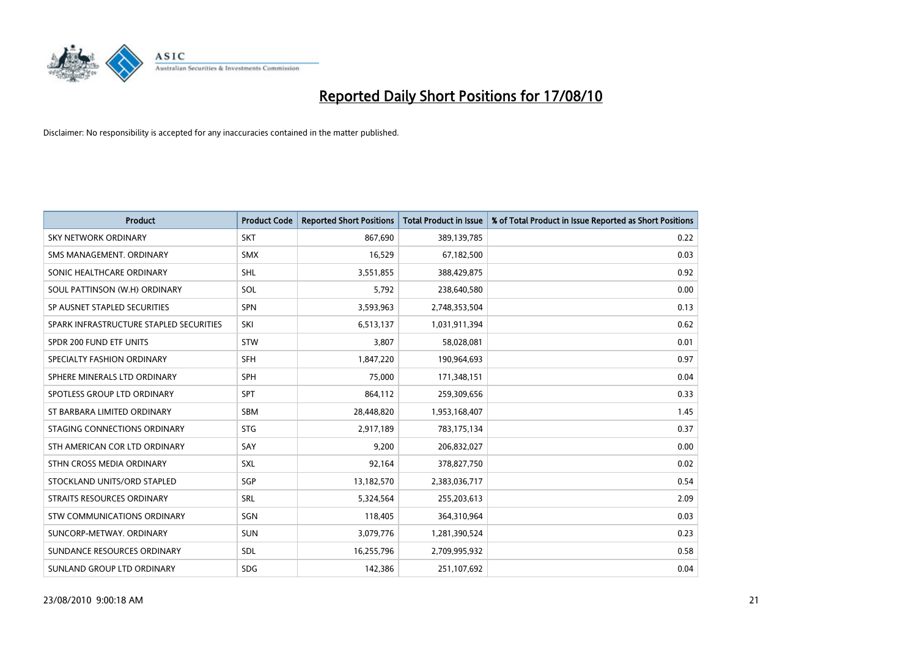# Reported Daily Short Positions for 17/08/10

Disclaimer: No responsibility is accepted for any inaccuracies contained in the matter published.

| Product | Product Code | Reported Short Positions | Total Product in Issue | % of Total Product in Issue Reported as Short Positions |
|---|---|---|---|---|
| SKY NETWORK ORDINARY | SKT | 867,690 | 389,139,785 | 0.22 |
| SMS MANAGEMENT. ORDINARY | SMX | 16,529 | 67,182,500 | 0.03 |
| SONIC HEALTHCARE ORDINARY | SHL | 3,551,855 | 388,429,875 | 0.92 |
| SOUL PATTINSON (W.H) ORDINARY | SOL | 5,792 | 238,640,580 | 0.00 |
| SP AUSNET STAPLED SECURITIES | SPN | 3,593,963 | 2,748,353,504 | 0.13 |
| SPARK INFRASTRUCTURE STAPLED SECURITIES | SKI | 6,513,137 | 1,031,911,394 | 0.62 |
| SPDR 200 FUND ETF UNITS | STW | 3,807 | 58,028,081 | 0.01 |
| SPECIALTY FASHION ORDINARY | SFH | 1,847,220 | 190,964,693 | 0.97 |
| SPHERE MINERALS LTD ORDINARY | SPH | 75,000 | 171,348,151 | 0.04 |
| SPOTLESS GROUP LTD ORDINARY | SPT | 864,112 | 259,309,656 | 0.33 |
| ST BARBARA LIMITED ORDINARY | SBM | 28,448,820 | 1,953,168,407 | 1.45 |
| STAGING CONNECTIONS ORDINARY | STG | 2,917,189 | 783,175,134 | 0.37 |
| STH AMERICAN COR LTD ORDINARY | SAY | 9,200 | 206,832,027 | 0.00 |
| STHN CROSS MEDIA ORDINARY | SXL | 92,164 | 378,827,750 | 0.02 |
| STOCKLAND UNITS/ORD STAPLED | SGP | 13,182,570 | 2,383,036,717 | 0.54 |
| STRAITS RESOURCES ORDINARY | SRL | 5,324,564 | 255,203,613 | 2.09 |
| STW COMMUNICATIONS ORDINARY | SGN | 118,405 | 364,310,964 | 0.03 |
| SUNCORP-METWAY. ORDINARY | SUN | 3,079,776 | 1,281,390,524 | 0.23 |
| SUNDANCE RESOURCES ORDINARY | SDL | 16,255,796 | 2,709,995,932 | 0.58 |
| SUNLAND GROUP LTD ORDINARY | SDG | 142,386 | 251,107,692 | 0.04 |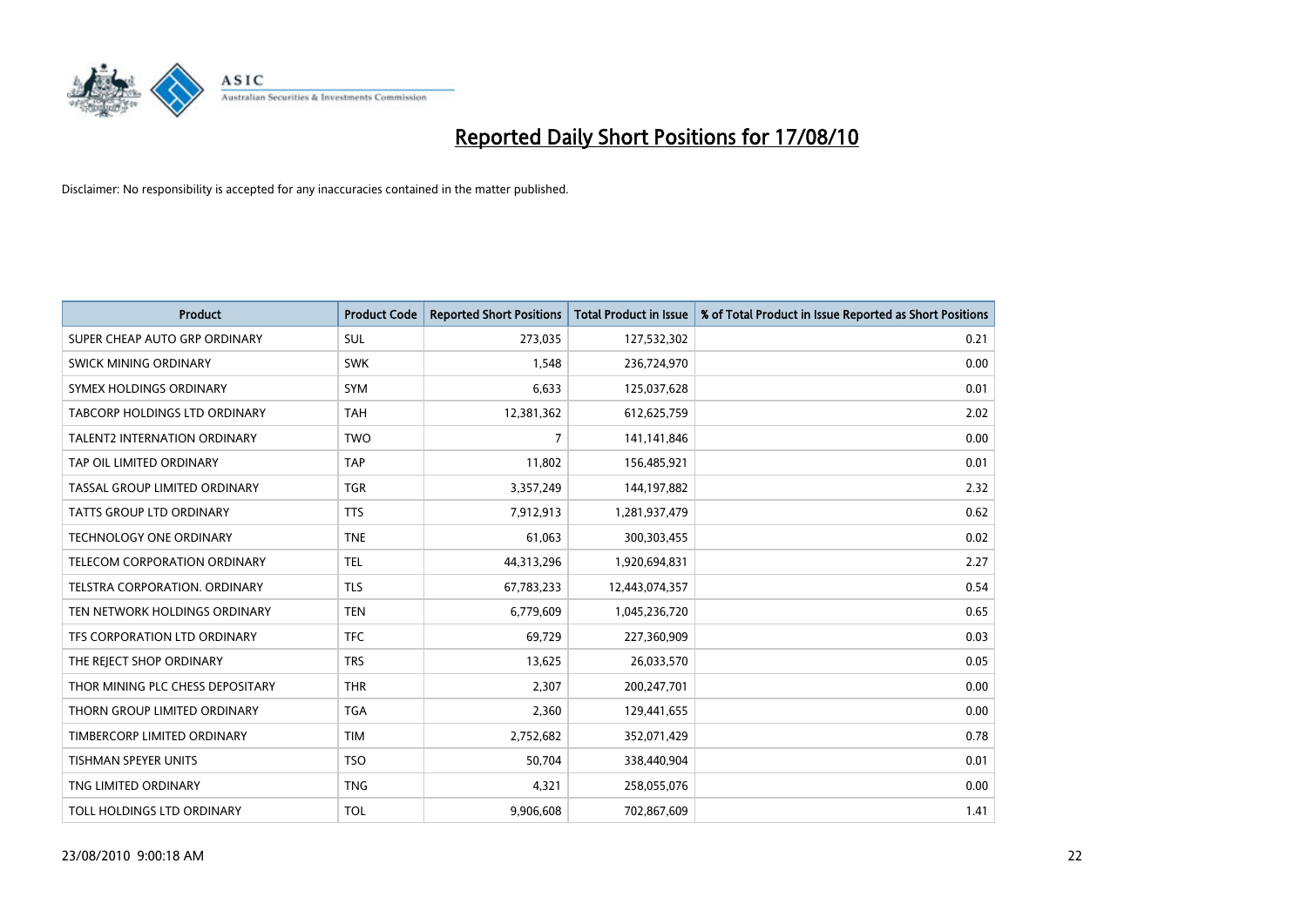# Reported Daily Short Positions for 17/08/10

Disclaimer: No responsibility is accepted for any inaccuracies contained in the matter published.

| Product | Product Code | Reported Short Positions | Total Product in Issue | % of Total Product in Issue Reported as Short Positions |
|---|---|---|---|---|
| SUPER CHEAP AUTO GRP ORDINARY | SUL | 273,035 | 127,532,302 | 0.21 |
| SWICK MINING ORDINARY | SWK | 1,548 | 236,724,970 | 0.00 |
| SYMEX HOLDINGS ORDINARY | SYM | 6,633 | 125,037,628 | 0.01 |
| TABCORP HOLDINGS LTD ORDINARY | TAH | 12,381,362 | 612,625,759 | 2.02 |
| TALENT2 INTERNATION ORDINARY | TWO | 7 | 141,141,846 | 0.00 |
| TAP OIL LIMITED ORDINARY | TAP | 11,802 | 156,485,921 | 0.01 |
| TASSAL GROUP LIMITED ORDINARY | TGR | 3,357,249 | 144,197,882 | 2.32 |
| TATTS GROUP LTD ORDINARY | TTS | 7,912,913 | 1,281,937,479 | 0.62 |
| TECHNOLOGY ONE ORDINARY | TNE | 61,063 | 300,303,455 | 0.02 |
| TELECOM CORPORATION ORDINARY | TEL | 44,313,296 | 1,920,694,831 | 2.27 |
| TELSTRA CORPORATION. ORDINARY | TLS | 67,783,233 | 12,443,074,357 | 0.54 |
| TEN NETWORK HOLDINGS ORDINARY | TEN | 6,779,609 | 1,045,236,720 | 0.65 |
| TFS CORPORATION LTD ORDINARY | TFC | 69,729 | 227,360,909 | 0.03 |
| THE REJECT SHOP ORDINARY | TRS | 13,625 | 26,033,570 | 0.05 |
| THOR MINING PLC CHESS DEPOSITARY | THR | 2,307 | 200,247,701 | 0.00 |
| THORN GROUP LIMITED ORDINARY | TGA | 2,360 | 129,441,655 | 0.00 |
| TIMBERCORP LIMITED ORDINARY | TIM | 2,752,682 | 352,071,429 | 0.78 |
| TISHMAN SPEYER UNITS | TSO | 50,704 | 338,440,904 | 0.01 |
| TNG LIMITED ORDINARY | TNG | 4,321 | 258,055,076 | 0.00 |
| TOLL HOLDINGS LTD ORDINARY | TOL | 9,906,608 | 702,867,609 | 1.41 |

23/08/2010 9:00:18 AM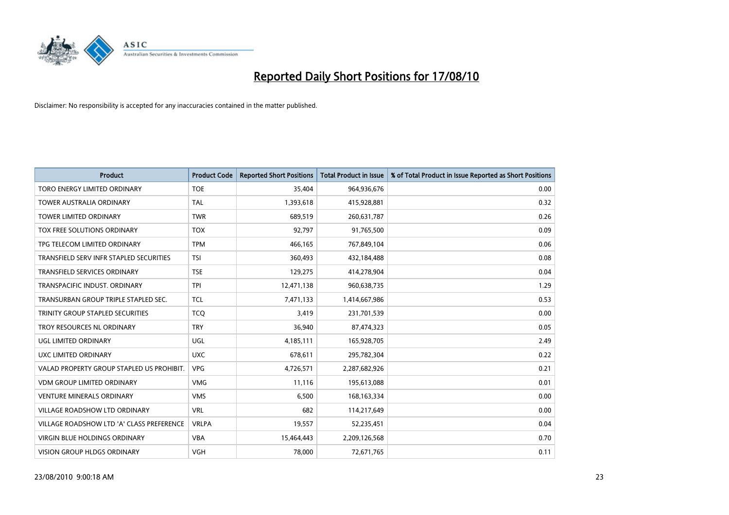# Reported Daily Short Positions for 17/08/10

Disclaimer: No responsibility is accepted for any inaccuracies contained in the matter published.

| Product | Product Code | Reported Short Positions | Total Product in Issue | % of Total Product in Issue Reported as Short Positions |
|---|---|---|---|---|
| TORO ENERGY LIMITED ORDINARY | TOE | 35,404 | 964,936,676 | 0.00 |
| TOWER AUSTRALIA ORDINARY | TAL | 1,393,618 | 415,928,881 | 0.32 |
| TOWER LIMITED ORDINARY | TWR | 689,519 | 260,631,787 | 0.26 |
| TOX FREE SOLUTIONS ORDINARY | TOX | 92,797 | 91,765,500 | 0.09 |
| TPG TELECOM LIMITED ORDINARY | TPM | 466,165 | 767,849,104 | 0.06 |
| TRANSFIELD SERV INFR STAPLED SECURITIES | TSI | 360,493 | 432,184,488 | 0.08 |
| TRANSFIELD SERVICES ORDINARY | TSE | 129,275 | 414,278,904 | 0.04 |
| TRANSPACIFIC INDUST. ORDINARY | TPI | 12,471,138 | 960,638,735 | 1.29 |
| TRANSURBAN GROUP TRIPLE STAPLED SEC. | TCL | 7,471,133 | 1,414,667,986 | 0.53 |
| TRINITY GROUP STAPLED SECURITIES | TCQ | 3,419 | 231,701,539 | 0.00 |
| TROY RESOURCES NL ORDINARY | TRY | 36,940 | 87,474,323 | 0.05 |
| UGL LIMITED ORDINARY | UGL | 4,185,111 | 165,928,705 | 2.49 |
| UXC LIMITED ORDINARY | UXC | 678,611 | 295,782,304 | 0.22 |
| VALAD PROPERTY GROUP STAPLED US PROHIBIT. | VPG | 4,726,571 | 2,287,682,926 | 0.21 |
| VDM GROUP LIMITED ORDINARY | VMG | 11,116 | 195,613,088 | 0.01 |
| VENTURE MINERALS ORDINARY | VMS | 6,500 | 168,163,334 | 0.00 |
| VILLAGE ROADSHOW LTD ORDINARY | VRL | 682 | 114,217,649 | 0.00 |
| VILLAGE ROADSHOW LTD 'A' CLASS PREFERENCE | VRLPA | 19,557 | 52,235,451 | 0.04 |
| VIRGIN BLUE HOLDINGS ORDINARY | VBA | 15,464,443 | 2,209,126,568 | 0.70 |
| VISION GROUP HLDGS ORDINARY | VGH | 78,000 | 72,671,765 | 0.11 |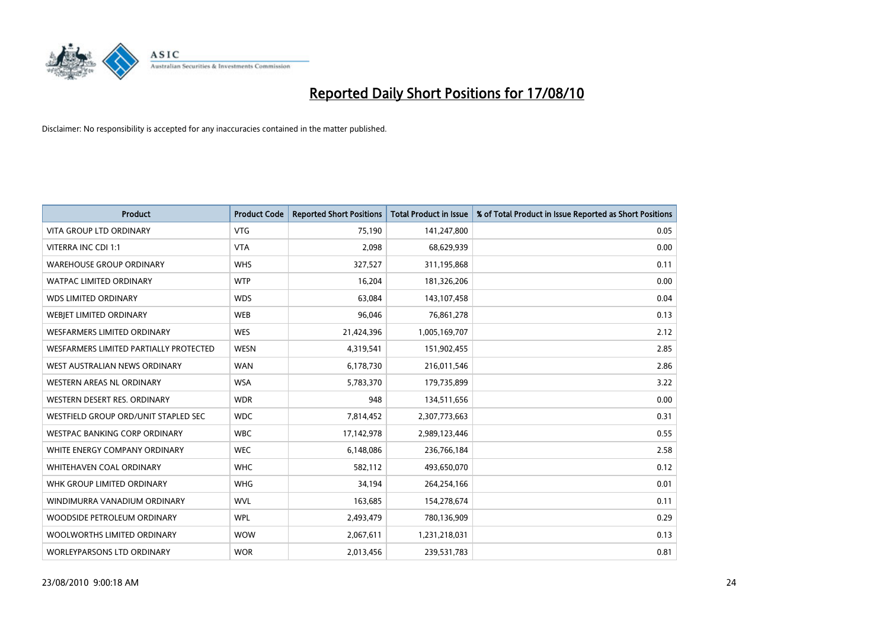# Reported Daily Short Positions for 17/08/10

Disclaimer: No responsibility is accepted for any inaccuracies contained in the matter published.

| Product | Product Code | Reported Short Positions | Total Product in Issue | % of Total Product in Issue Reported as Short Positions |
|---|---|---|---|---|
| VITA GROUP LTD ORDINARY | VTG | 75,190 | 141,247,800 | 0.05 |
| VITERRA INC CDI 1:1 | VTA | 2,098 | 68,629,939 | 0.00 |
| WAREHOUSE GROUP ORDINARY | WHS | 327,527 | 311,195,868 | 0.11 |
| WATPAC LIMITED ORDINARY | WTP | 16,204 | 181,326,206 | 0.00 |
| WDS LIMITED ORDINARY | WDS | 63,084 | 143,107,458 | 0.04 |
| WEBJET LIMITED ORDINARY | WEB | 96,046 | 76,861,278 | 0.13 |
| WESFARMERS LIMITED ORDINARY | WES | 21,424,396 | 1,005,169,707 | 2.12 |
| WESFARMERS LIMITED PARTIALLY PROTECTED | WESN | 4,319,541 | 151,902,455 | 2.85 |
| WEST AUSTRALIAN NEWS ORDINARY | WAN | 6,178,730 | 216,011,546 | 2.86 |
| WESTERN AREAS NL ORDINARY | WSA | 5,783,370 | 179,735,899 | 3.22 |
| WESTERN DESERT RES. ORDINARY | WDR | 948 | 134,511,656 | 0.00 |
| WESTFIELD GROUP ORD/UNIT STAPLED SEC | WDC | 7,814,452 | 2,307,773,663 | 0.31 |
| WESTPAC BANKING CORP ORDINARY | WBC | 17,142,978 | 2,989,123,446 | 0.55 |
| WHITE ENERGY COMPANY ORDINARY | WEC | 6,148,086 | 236,766,184 | 2.58 |
| WHITEHAVEN COAL ORDINARY | WHC | 582,112 | 493,650,070 | 0.12 |
| WHK GROUP LIMITED ORDINARY | WHG | 34,194 | 264,254,166 | 0.01 |
| WINDIMURRA VANADIUM ORDINARY | WVL | 163,685 | 154,278,674 | 0.11 |
| WOODSIDE PETROLEUM ORDINARY | WPL | 2,493,479 | 780,136,909 | 0.29 |
| WOOLWORTHS LIMITED ORDINARY | WOW | 2,067,611 | 1,231,218,031 | 0.13 |
| WORLEYPARSONS LTD ORDINARY | WOR | 2,013,456 | 239,531,783 | 0.81 |

23/08/2010 9:00:18 AM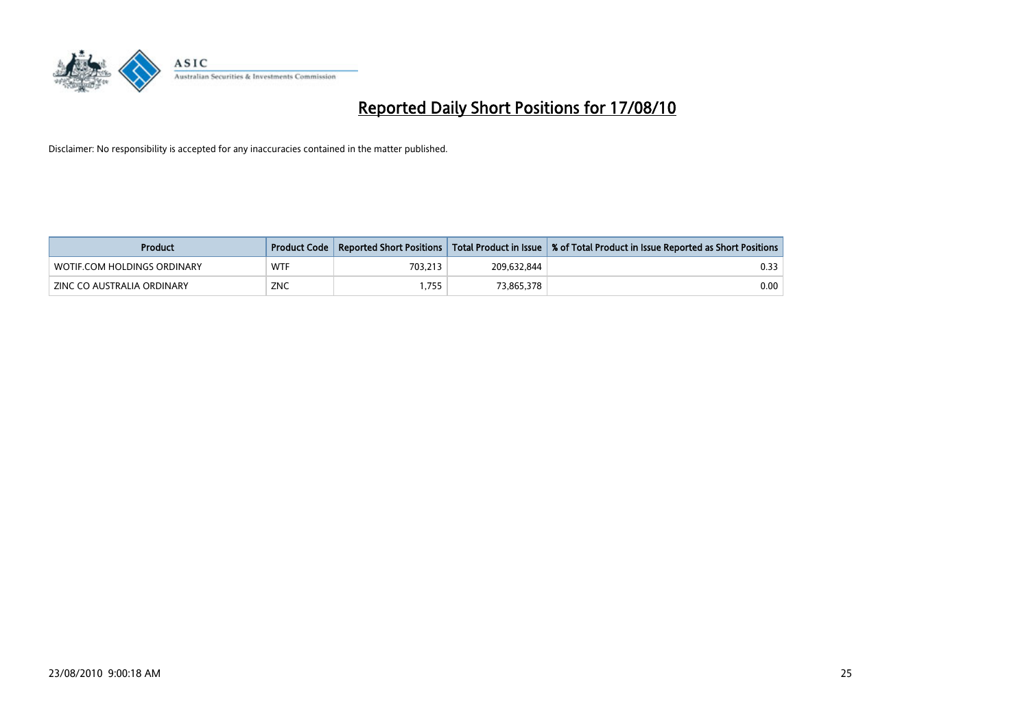# Reported Daily Short Positions for 17/08/10

Disclaimer: No responsibility is accepted for any inaccuracies contained in the matter published.

| Product | Product Code | Reported Short Positions | Total Product in Issue | % of Total Product in Issue Reported as Short Positions |
|---|---|---|---|---|
| WOTIF.COM HOLDINGS ORDINARY | WTF | 703,213 | 209,632,844 | 0.33 |
| ZINC CO AUSTRALIA ORDINARY | ZNC | 1,755 | 73,865,378 | 0.00 |

23/08/2010 9:00:18 AM